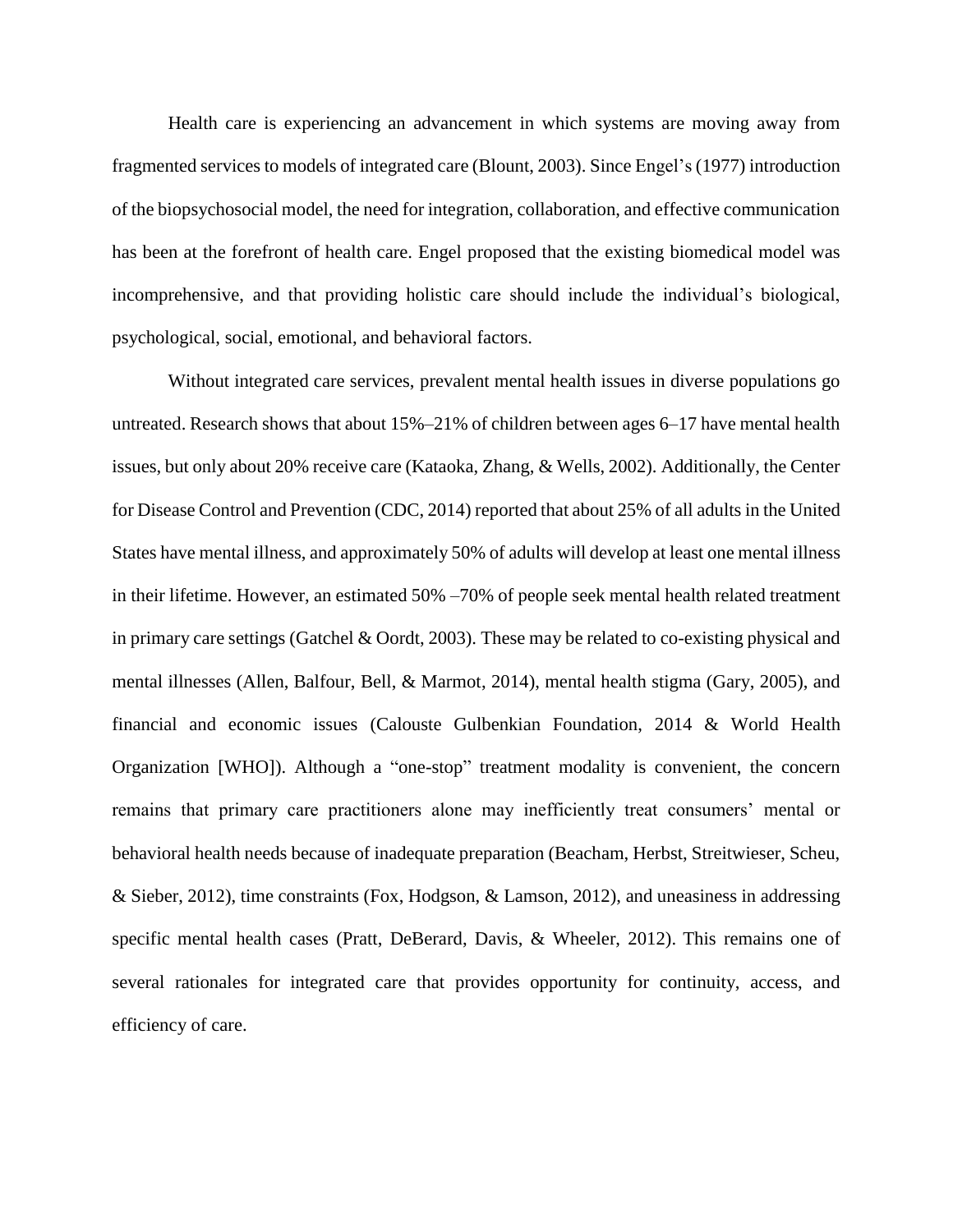Health care is experiencing an advancement in which systems are moving away from fragmented services to models of integrated care (Blount, 2003). Since Engel's (1977) introduction of the biopsychosocial model, the need for integration, collaboration, and effective communication has been at the forefront of health care. Engel proposed that the existing biomedical model was incomprehensive, and that providing holistic care should include the individual's biological, psychological, social, emotional, and behavioral factors.

Without integrated care services, prevalent mental health issues in diverse populations go untreated. Research shows that about 15%–21% of children between ages 6–17 have mental health issues, but only about 20% receive care (Kataoka, Zhang, & Wells, 2002). Additionally, the Center for Disease Control and Prevention (CDC, 2014) reported that about 25% of all adults in the United States have mental illness, and approximately 50% of adults will develop at least one mental illness in their lifetime. However, an estimated 50% –70% of people seek mental health related treatment in primary care settings (Gatchel & Oordt, 2003). These may be related to co-existing physical and mental illnesses (Allen, Balfour, Bell, & Marmot, 2014), mental health stigma (Gary, 2005), and financial and economic issues (Calouste Gulbenkian Foundation, 2014 & World Health Organization [WHO]). Although a "one-stop" treatment modality is convenient, the concern remains that primary care practitioners alone may inefficiently treat consumers' mental or behavioral health needs because of inadequate preparation (Beacham, Herbst, Streitwieser, Scheu, & Sieber, 2012), time constraints (Fox, Hodgson, & Lamson, 2012), and uneasiness in addressing specific mental health cases (Pratt, DeBerard, Davis, & Wheeler, 2012). This remains one of several rationales for integrated care that provides opportunity for continuity, access, and efficiency of care.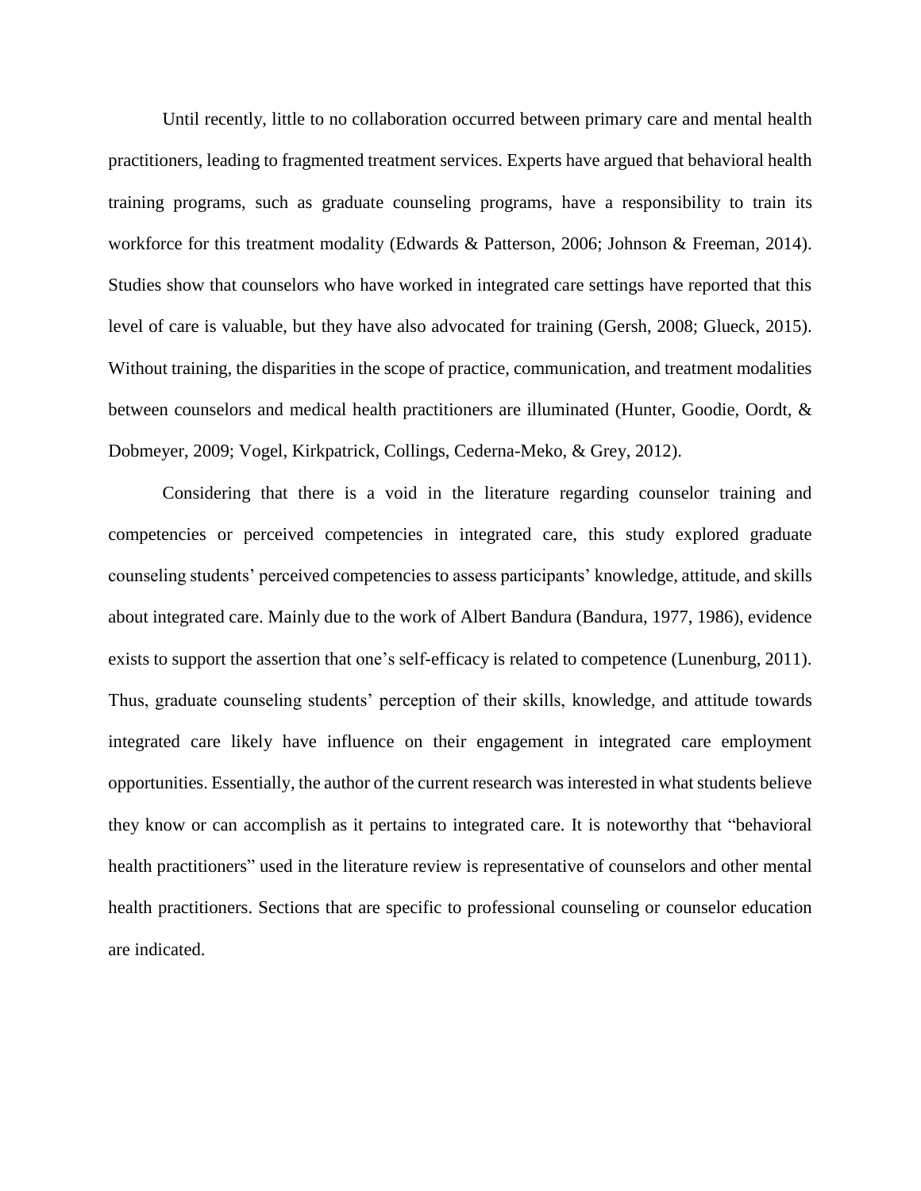Until recently, little to no collaboration occurred between primary care and mental health practitioners, leading to fragmented treatment services. Experts have argued that behavioral health training programs, such as graduate counseling programs, have a responsibility to train its workforce for this treatment modality (Edwards & Patterson, 2006; Johnson & Freeman, 2014). Studies show that counselors who have worked in integrated care settings have reported that this level of care is valuable, but they have also advocated for training (Gersh, 2008; Glueck, 2015). Without training, the disparities in the scope of practice, communication, and treatment modalities between counselors and medical health practitioners are illuminated (Hunter, Goodie, Oordt, & Dobmeyer, 2009; Vogel, Kirkpatrick, Collings, Cederna-Meko, & Grey, 2012).

Considering that there is a void in the literature regarding counselor training and competencies or perceived competencies in integrated care, this study explored graduate counseling students' perceived competencies to assess participants' knowledge, attitude, and skills about integrated care. Mainly due to the work of Albert Bandura (Bandura, 1977, 1986), evidence exists to support the assertion that one's self-efficacy is related to competence (Lunenburg, 2011). Thus, graduate counseling students' perception of their skills, knowledge, and attitude towards integrated care likely have influence on their engagement in integrated care employment opportunities. Essentially, the author of the current research was interested in what students believe they know or can accomplish as it pertains to integrated care. It is noteworthy that "behavioral health practitioners" used in the literature review is representative of counselors and other mental health practitioners. Sections that are specific to professional counseling or counselor education are indicated.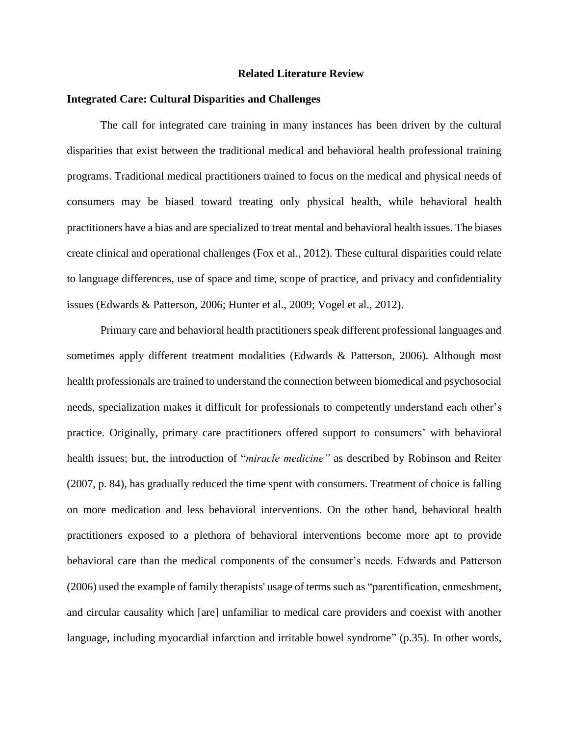## Related Literature Review

### Integrated Care: Cultural Disparities and Challenges

The call for integrated care training in many instances has been driven by the cultural disparities that exist between the traditional medical and behavioral health professional training programs. Traditional medical practitioners trained to focus on the medical and physical needs of consumers may be biased toward treating only physical health, while behavioral health practitioners have a bias and are specialized to treat mental and behavioral health issues. The biases create clinical and operational challenges (Fox et al., 2012). These cultural disparities could relate to language differences, use of space and time, scope of practice, and privacy and confidentiality issues (Edwards & Patterson, 2006; Hunter et al., 2009; Vogel et al., 2012).

Primary care and behavioral health practitioners speak different professional languages and sometimes apply different treatment modalities (Edwards & Patterson, 2006). Although most health professionals are trained to understand the connection between biomedical and psychosocial needs, specialization makes it difficult for professionals to competently understand each other's practice. Originally, primary care practitioners offered support to consumers' with behavioral health issues; but, the introduction of "*miracle medicine"* as described by Robinson and Reiter (2007, p. 84), has gradually reduced the time spent with consumers. Treatment of choice is falling on more medication and less behavioral interventions. On the other hand, behavioral health practitioners exposed to a plethora of behavioral interventions become more apt to provide behavioral care than the medical components of the consumer's needs. Edwards and Patterson (2006) used the example of family therapists' usage of terms such as "parentification, enmeshment, and circular causality which [are] unfamiliar to medical care providers and coexist with another language, including myocardial infarction and irritable bowel syndrome" (p.35). In other words,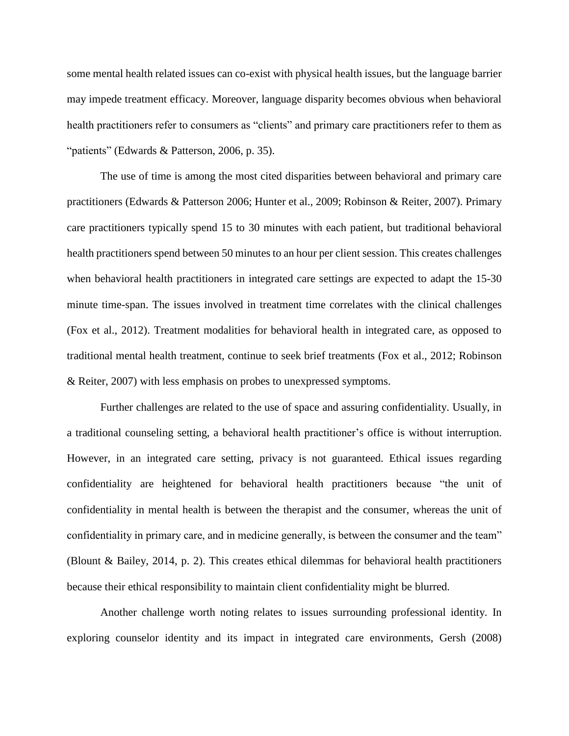some mental health related issues can co-exist with physical health issues, but the language barrier may impede treatment efficacy. Moreover, language disparity becomes obvious when behavioral health practitioners refer to consumers as “clients” and primary care practitioners refer to them as “patients” (Edwards & Patterson, 2006, p. 35).

The use of time is among the most cited disparities between behavioral and primary care practitioners (Edwards & Patterson 2006; Hunter et al., 2009; Robinson & Reiter, 2007). Primary care practitioners typically spend 15 to 30 minutes with each patient, but traditional behavioral health practitioners spend between 50 minutes to an hour per client session. This creates challenges when behavioral health practitioners in integrated care settings are expected to adapt the 15-30 minute time-span. The issues involved in treatment time correlates with the clinical challenges (Fox et al., 2012). Treatment modalities for behavioral health in integrated care, as opposed to traditional mental health treatment, continue to seek brief treatments (Fox et al., 2012; Robinson & Reiter, 2007) with less emphasis on probes to unexpressed symptoms.

Further challenges are related to the use of space and assuring confidentiality. Usually, in a traditional counseling setting, a behavioral health practitioner’s office is without interruption. However, in an integrated care setting, privacy is not guaranteed. Ethical issues regarding confidentiality are heightened for behavioral health practitioners because “the unit of confidentiality in mental health is between the therapist and the consumer, whereas the unit of confidentiality in primary care, and in medicine generally, is between the consumer and the team” (Blount & Bailey, 2014, p. 2). This creates ethical dilemmas for behavioral health practitioners because their ethical responsibility to maintain client confidentiality might be blurred.

Another challenge worth noting relates to issues surrounding professional identity. In exploring counselor identity and its impact in integrated care environments, Gersh (2008)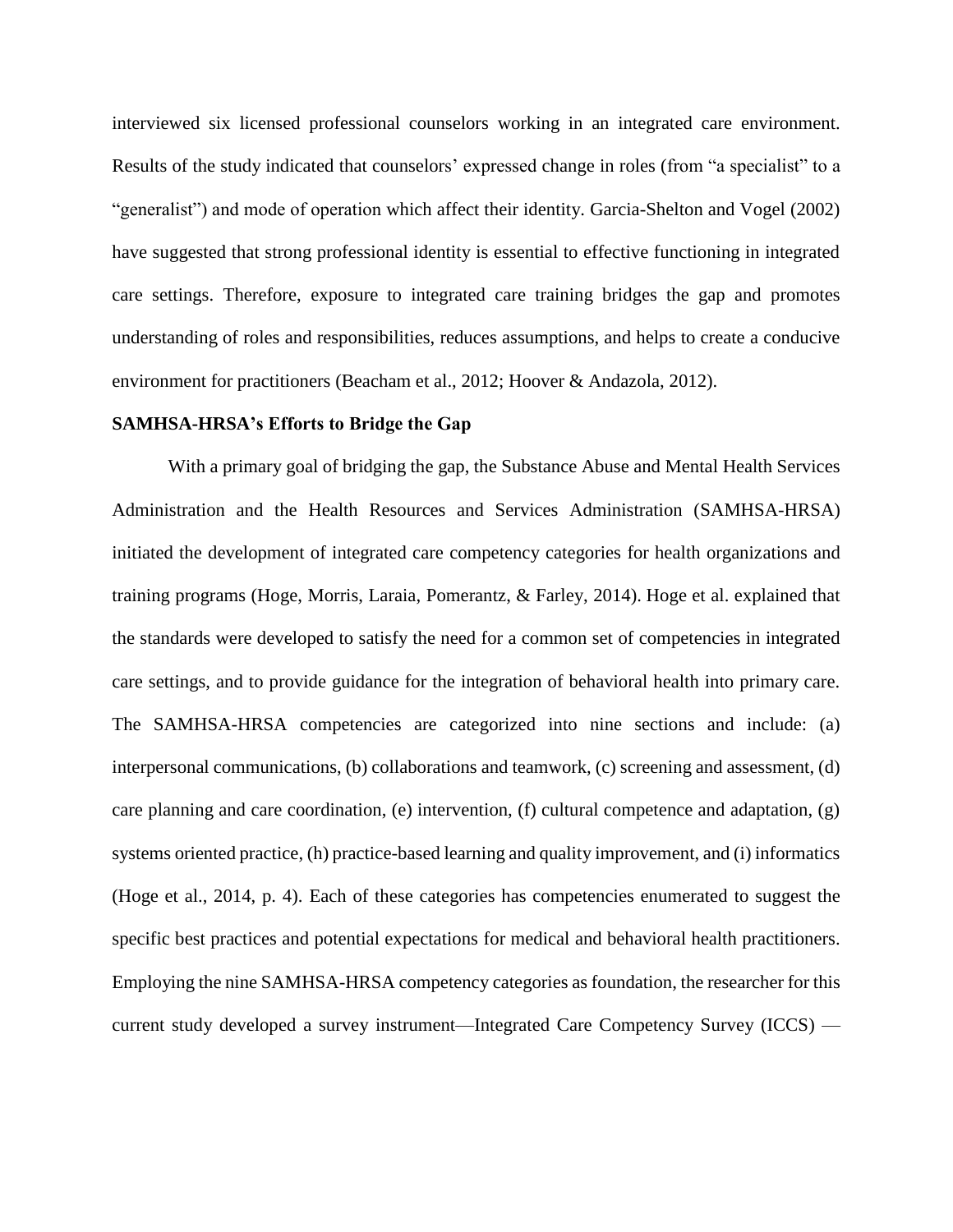interviewed six licensed professional counselors working in an integrated care environment. Results of the study indicated that counselors' expressed change in roles (from "a specialist" to a "generalist") and mode of operation which affect their identity. Garcia-Shelton and Vogel (2002) have suggested that strong professional identity is essential to effective functioning in integrated care settings. Therefore, exposure to integrated care training bridges the gap and promotes understanding of roles and responsibilities, reduces assumptions, and helps to create a conducive environment for practitioners (Beacham et al., 2012; Hoover & Andazola, 2012).

**SAMHSA-HRSA's Efforts to Bridge the Gap**

With a primary goal of bridging the gap, the Substance Abuse and Mental Health Services Administration and the Health Resources and Services Administration (SAMHSA-HRSA) initiated the development of integrated care competency categories for health organizations and training programs (Hoge, Morris, Laraia, Pomerantz, & Farley, 2014). Hoge et al. explained that the standards were developed to satisfy the need for a common set of competencies in integrated care settings, and to provide guidance for the integration of behavioral health into primary care. The SAMHSA-HRSA competencies are categorized into nine sections and include: (a) interpersonal communications, (b) collaborations and teamwork, (c) screening and assessment, (d) care planning and care coordination, (e) intervention, (f) cultural competence and adaptation, (g) systems oriented practice, (h) practice-based learning and quality improvement, and (i) informatics (Hoge et al., 2014, p. 4). Each of these categories has competencies enumerated to suggest the specific best practices and potential expectations for medical and behavioral health practitioners. Employing the nine SAMHSA-HRSA competency categories as foundation, the researcher for this current study developed a survey instrument—Integrated Care Competency Survey (ICCS) —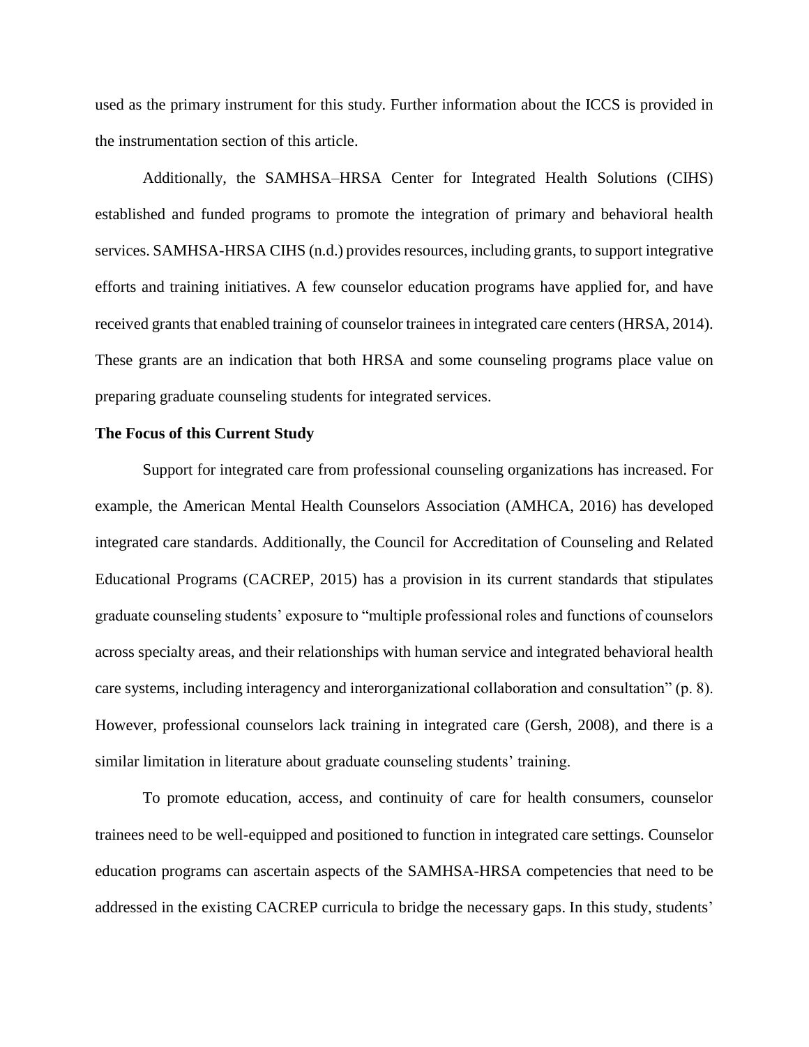used as the primary instrument for this study. Further information about the ICCS is provided in the instrumentation section of this article.

Additionally, the SAMHSA–HRSA Center for Integrated Health Solutions (CIHS) established and funded programs to promote the integration of primary and behavioral health services. SAMHSA-HRSA CIHS (n.d.) provides resources, including grants, to support integrative efforts and training initiatives. A few counselor education programs have applied for, and have received grants that enabled training of counselor trainees in integrated care centers (HRSA, 2014). These grants are an indication that both HRSA and some counseling programs place value on preparing graduate counseling students for integrated services.

**The Focus of this Current Study**

Support for integrated care from professional counseling organizations has increased. For example, the American Mental Health Counselors Association (AMHCA, 2016) has developed integrated care standards. Additionally, the Council for Accreditation of Counseling and Related Educational Programs (CACREP, 2015) has a provision in its current standards that stipulates graduate counseling students' exposure to "multiple professional roles and functions of counselors across specialty areas, and their relationships with human service and integrated behavioral health care systems, including interagency and interorganizational collaboration and consultation" (p. 8). However, professional counselors lack training in integrated care (Gersh, 2008), and there is a similar limitation in literature about graduate counseling students' training.

To promote education, access, and continuity of care for health consumers, counselor trainees need to be well-equipped and positioned to function in integrated care settings. Counselor education programs can ascertain aspects of the SAMHSA-HRSA competencies that need to be addressed in the existing CACREP curricula to bridge the necessary gaps. In this study, students'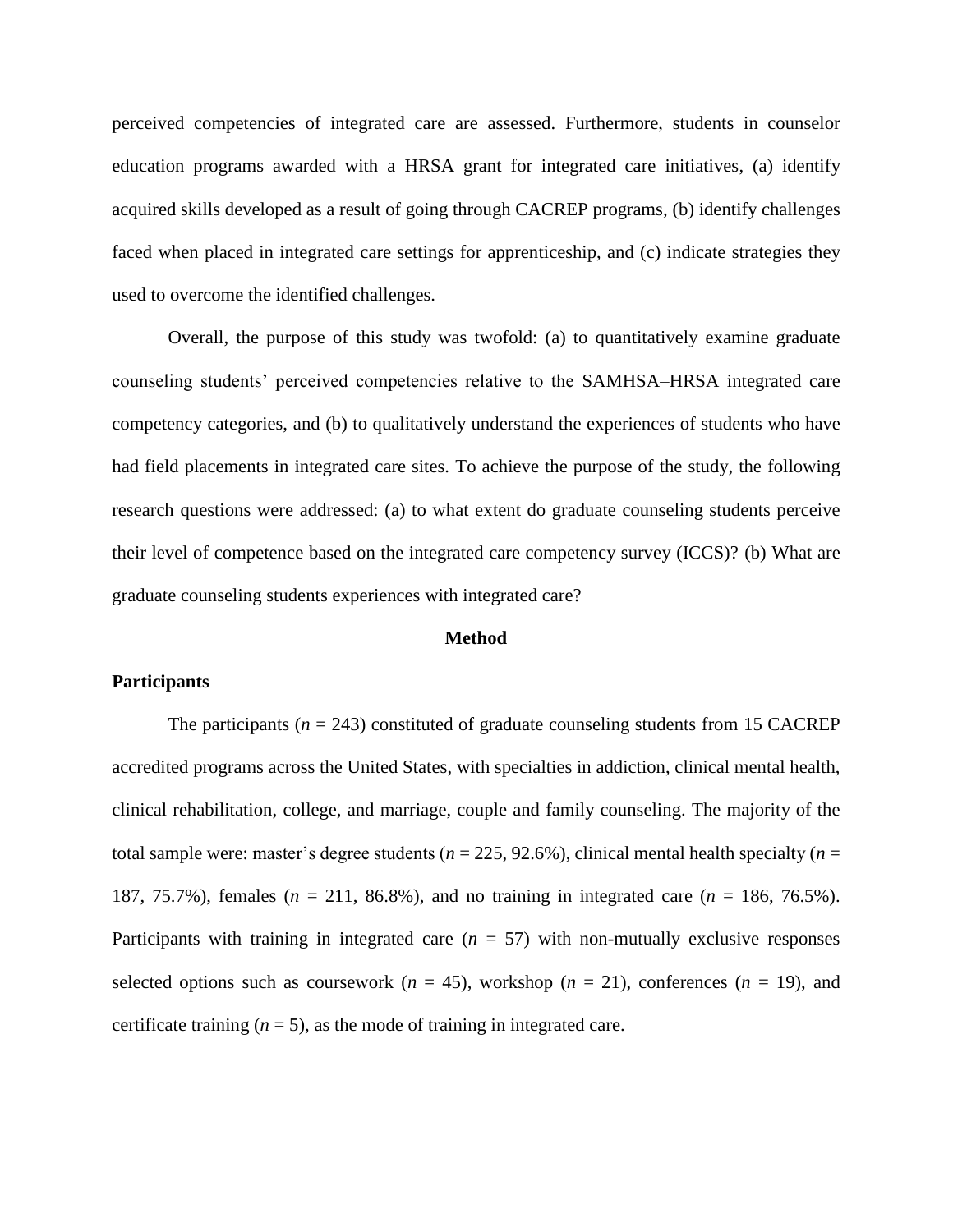perceived competencies of integrated care are assessed. Furthermore, students in counselor education programs awarded with a HRSA grant for integrated care initiatives, (a) identify acquired skills developed as a result of going through CACREP programs, (b) identify challenges faced when placed in integrated care settings for apprenticeship, and (c) indicate strategies they used to overcome the identified challenges.

Overall, the purpose of this study was twofold: (a) to quantitatively examine graduate counseling students' perceived competencies relative to the SAMHSA–HRSA integrated care competency categories, and (b) to qualitatively understand the experiences of students who have had field placements in integrated care sites. To achieve the purpose of the study, the following research questions were addressed: (a) to what extent do graduate counseling students perceive their level of competence based on the integrated care competency survey (ICCS)? (b) What are graduate counseling students experiences with integrated care?

## Method

### Participants

The participants ($n$ = 243) constituted of graduate counseling students from 15 CACREP accredited programs across the United States, with specialties in addiction, clinical mental health, clinical rehabilitation, college, and marriage, couple and family counseling. The majority of the total sample were: master's degree students ($n$ = 225, 92.6%), clinical mental health specialty ($n$ = 187, 75.7%), females ($n$ = 211, 86.8%), and no training in integrated care ($n$ = 186, 76.5%). Participants with training in integrated care ($n$ = 57) with non-mutually exclusive responses selected options such as coursework ($n$ = 45), workshop ($n$ = 21), conferences ($n$ = 19), and certificate training ($n$ = 5), as the mode of training in integrated care.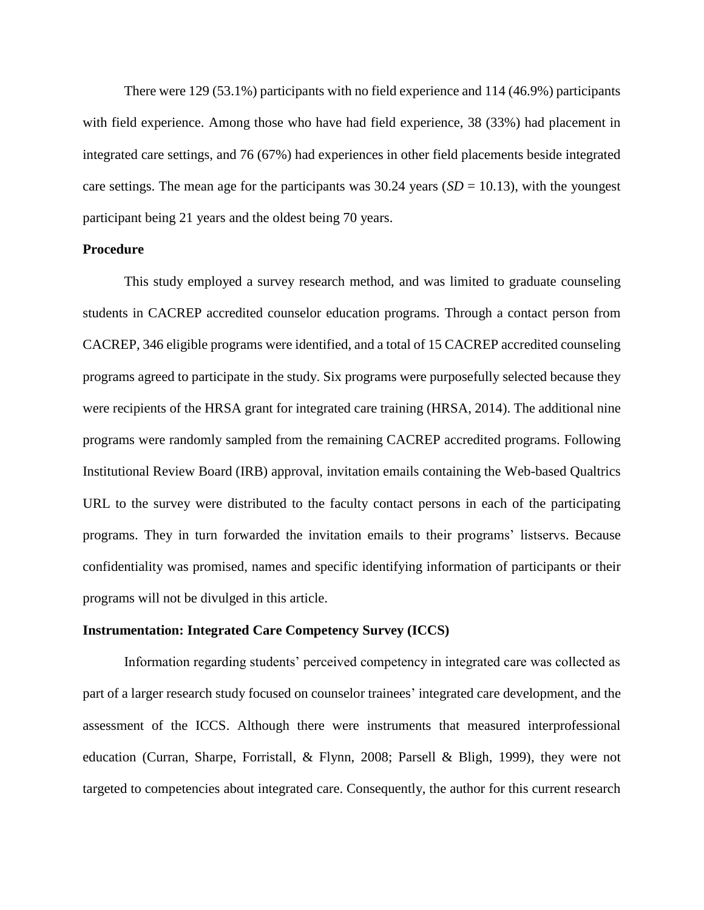There were 129 (53.1%) participants with no field experience and 114 (46.9%) participants with field experience. Among those who have had field experience, 38 (33%) had placement in integrated care settings, and 76 (67%) had experiences in other field placements beside integrated care settings. The mean age for the participants was 30.24 years (*SD* = 10.13), with the youngest participant being 21 years and the oldest being 70 years.

## Procedure

This study employed a survey research method, and was limited to graduate counseling students in CACREP accredited counselor education programs. Through a contact person from CACREP, 346 eligible programs were identified, and a total of 15 CACREP accredited counseling programs agreed to participate in the study. Six programs were purposefully selected because they were recipients of the HRSA grant for integrated care training (HRSA, 2014). The additional nine programs were randomly sampled from the remaining CACREP accredited programs. Following Institutional Review Board (IRB) approval, invitation emails containing the Web-based Qualtrics URL to the survey were distributed to the faculty contact persons in each of the participating programs. They in turn forwarded the invitation emails to their programs' listservs. Because confidentiality was promised, names and specific identifying information of participants or their programs will not be divulged in this article.

## Instrumentation: Integrated Care Competency Survey (ICCS)

Information regarding students' perceived competency in integrated care was collected as part of a larger research study focused on counselor trainees' integrated care development, and the assessment of the ICCS. Although there were instruments that measured interprofessional education (Curran, Sharpe, Forristall, & Flynn, 2008; Parsell & Bligh, 1999), they were not targeted to competencies about integrated care. Consequently, the author for this current research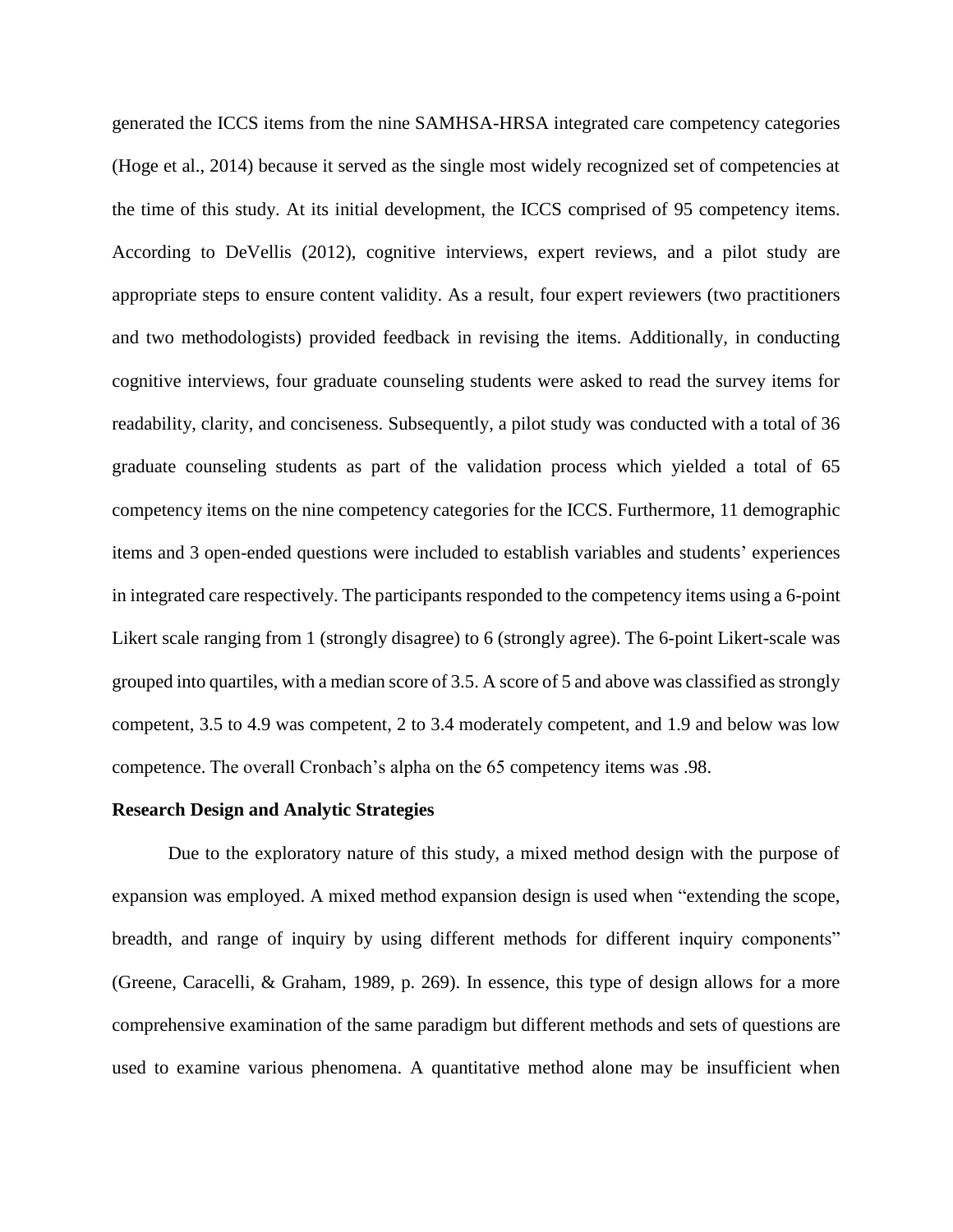generated the ICCS items from the nine SAMHSA-HRSA integrated care competency categories (Hoge et al., 2014) because it served as the single most widely recognized set of competencies at the time of this study. At its initial development, the ICCS comprised of 95 competency items. According to DeVellis (2012), cognitive interviews, expert reviews, and a pilot study are appropriate steps to ensure content validity. As a result, four expert reviewers (two practitioners and two methodologists) provided feedback in revising the items. Additionally, in conducting cognitive interviews, four graduate counseling students were asked to read the survey items for readability, clarity, and conciseness. Subsequently, a pilot study was conducted with a total of 36 graduate counseling students as part of the validation process which yielded a total of 65 competency items on the nine competency categories for the ICCS. Furthermore, 11 demographic items and 3 open-ended questions were included to establish variables and students' experiences in integrated care respectively. The participants responded to the competency items using a 6-point Likert scale ranging from 1 (strongly disagree) to 6 (strongly agree). The 6-point Likert-scale was grouped into quartiles, with a median score of 3.5. A score of 5 and above was classified as strongly competent, 3.5 to 4.9 was competent, 2 to 3.4 moderately competent, and 1.9 and below was low competence. The overall Cronbach's alpha on the 65 competency items was .98.

**Research Design and Analytic Strategies**

Due to the exploratory nature of this study, a mixed method design with the purpose of expansion was employed. A mixed method expansion design is used when "extending the scope, breadth, and range of inquiry by using different methods for different inquiry components" (Greene, Caracelli, & Graham, 1989, p. 269). In essence, this type of design allows for a more comprehensive examination of the same paradigm but different methods and sets of questions are used to examine various phenomena. A quantitative method alone may be insufficient when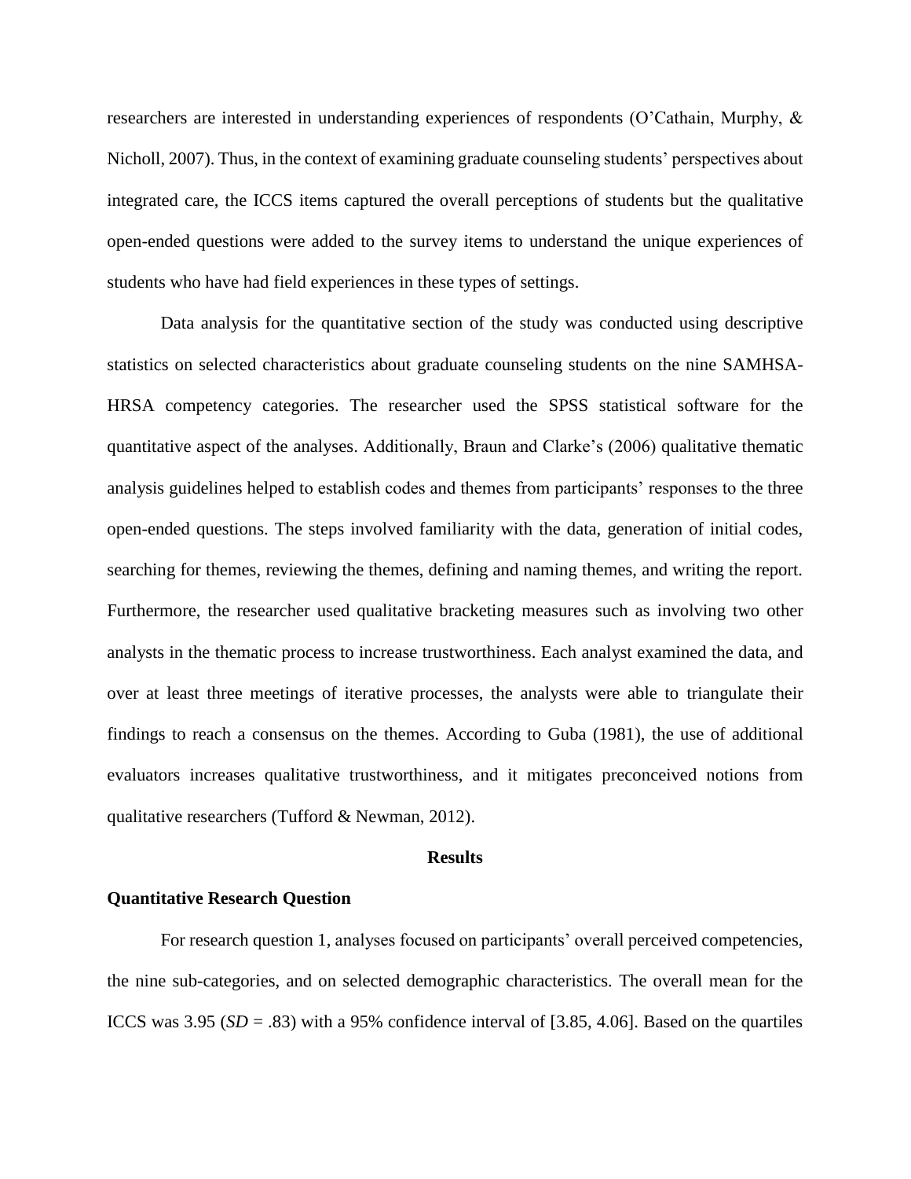researchers are interested in understanding experiences of respondents (O'Cathain, Murphy, & Nicholl, 2007). Thus, in the context of examining graduate counseling students' perspectives about integrated care, the ICCS items captured the overall perceptions of students but the qualitative open-ended questions were added to the survey items to understand the unique experiences of students who have had field experiences in these types of settings.

Data analysis for the quantitative section of the study was conducted using descriptive statistics on selected characteristics about graduate counseling students on the nine SAMHSA-HRSA competency categories. The researcher used the SPSS statistical software for the quantitative aspect of the analyses. Additionally, Braun and Clarke's (2006) qualitative thematic analysis guidelines helped to establish codes and themes from participants' responses to the three open-ended questions. The steps involved familiarity with the data, generation of initial codes, searching for themes, reviewing the themes, defining and naming themes, and writing the report. Furthermore, the researcher used qualitative bracketing measures such as involving two other analysts in the thematic process to increase trustworthiness. Each analyst examined the data, and over at least three meetings of iterative processes, the analysts were able to triangulate their findings to reach a consensus on the themes. According to Guba (1981), the use of additional evaluators increases qualitative trustworthiness, and it mitigates preconceived notions from qualitative researchers (Tufford & Newman, 2012).

## Results

### Quantitative Research Question

For research question 1, analyses focused on participants' overall perceived competencies, the nine sub-categories, and on selected demographic characteristics. The overall mean for the ICCS was 3.95 (*SD* = .83) with a 95% confidence interval of [3.85, 4.06]. Based on the quartiles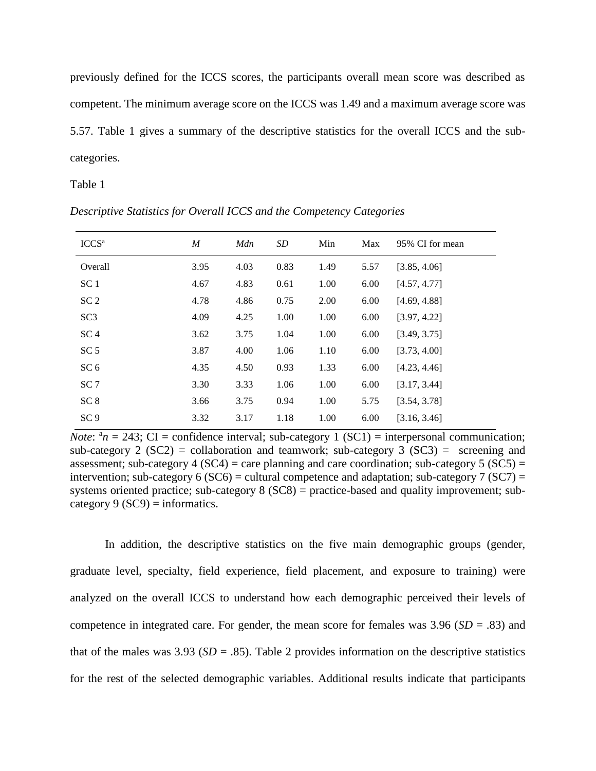previously defined for the ICCS scores, the participants overall mean score was described as competent. The minimum average score on the ICCS was 1.49 and a maximum average score was 5.57. Table 1 gives a summary of the descriptive statistics for the overall ICCS and the sub-categories.

Table 1

*Descriptive Statistics for Overall ICCS and the Competency Categories*

| ICCS[a] | *M* | *Mdn* | *SD* | Min | Max | 95% CI for mean |
|---|---|---|---|---|---|---|
| Overall | 3.95 | 4.03 | 0.83 | 1.49 | 5.57 | [3.85, 4.06] |
| SC 1 | 4.67 | 4.83 | 0.61 | 1.00 | 6.00 | [4.57, 4.77] |
| SC 2 | 4.78 | 4.86 | 0.75 | 2.00 | 6.00 | [4.69, 4.88] |
| SC3 | 4.09 | 4.25 | 1.00 | 1.00 | 6.00 | [3.97, 4.22] |
| SC 4 | 3.62 | 3.75 | 1.04 | 1.00 | 6.00 | [3.49, 3.75] |
| SC 5 | 3.87 | 4.00 | 1.06 | 1.10 | 6.00 | [3.73, 4.00] |
| SC 6 | 4.35 | 4.50 | 0.93 | 1.33 | 6.00 | [4.23, 4.46] |
| SC 7 | 3.30 | 3.33 | 1.06 | 1.00 | 6.00 | [3.17, 3.44] |
| SC 8 | 3.66 | 3.75 | 0.94 | 1.00 | 5.75 | [3.54, 3.78] |
| SC 9 | 3.32 | 3.17 | 1.18 | 1.00 | 6.00 | [3.16, 3.46] |

*Note*: [a]$n = 243$; CI = confidence interval; sub-category 1 (SC1) = interpersonal communication; sub-category 2 (SC2) = collaboration and teamwork; sub-category 3 (SC3) = screening and assessment; sub-category 4 (SC4) = care planning and care coordination; sub-category 5 (SC5) = intervention; sub-category 6 (SC6) = cultural competence and adaptation; sub-category 7 (SC7) = systems oriented practice; sub-category 8 (SC8) = practice-based and quality improvement; sub-category 9 (SC9) = informatics.

In addition, the descriptive statistics on the five main demographic groups (gender, graduate level, specialty, field experience, field placement, and exposure to training) were analyzed on the overall ICCS to understand how each demographic perceived their levels of competence in integrated care. For gender, the mean score for females was 3.96 ($SD = .83$) and that of the males was 3.93 ($SD = .85$). Table 2 provides information on the descriptive statistics for the rest of the selected demographic variables. Additional results indicate that participants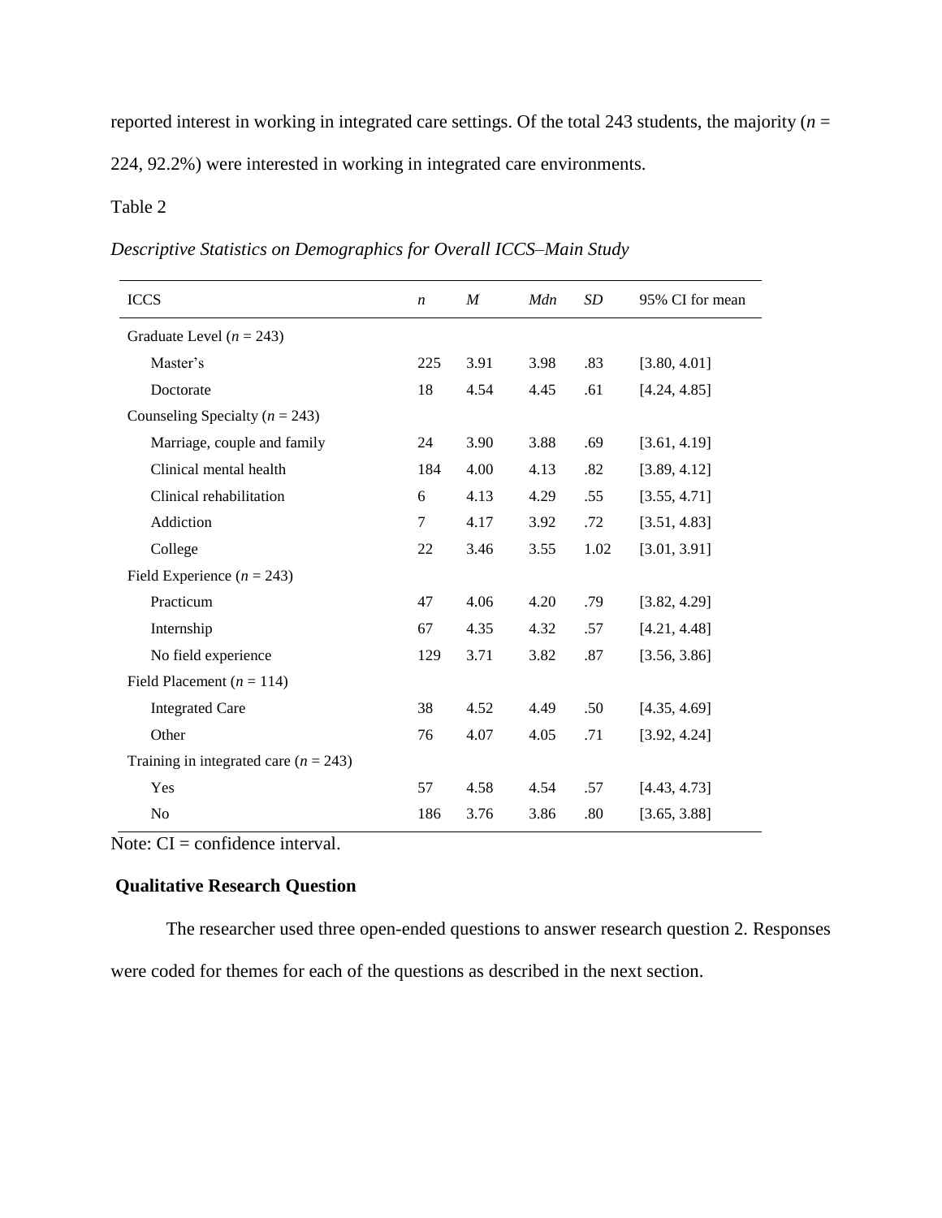reported interest in working in integrated care settings. Of the total 243 students, the majority ($n$ = 224, 92.2%) were interested in working in integrated care environments.

Table 2

*Descriptive Statistics on Demographics for Overall ICCS–Main Study*

| ICCS | *n* | *M* | *Mdn* | *SD* | 95% CI for mean |
|---|---|---|---|---|---|
| Graduate Level ($n$ = 243) | | | | | |
| Master's | 225 | 3.91 | 3.98 | .83 | [3.80, 4.01] |
| Doctorate | 18 | 4.54 | 4.45 | .61 | [4.24, 4.85] |
| Counseling Specialty ($n$ = 243) | | | | | |
| Marriage, couple and family | 24 | 3.90 | 3.88 | .69 | [3.61, 4.19] |
| Clinical mental health | 184 | 4.00 | 4.13 | .82 | [3.89, 4.12] |
| Clinical rehabilitation | 6 | 4.13 | 4.29 | .55 | [3.55, 4.71] |
| Addiction | 7 | 4.17 | 3.92 | .72 | [3.51, 4.83] |
| College | 22 | 3.46 | 3.55 | 1.02 | [3.01, 3.91] |
| Field Experience ($n$ = 243) | | | | | |
| Practicum | 47 | 4.06 | 4.20 | .79 | [3.82, 4.29] |
| Internship | 67 | 4.35 | 4.32 | .57 | [4.21, 4.48] |
| No field experience | 129 | 3.71 | 3.82 | .87 | [3.56, 3.86] |
| Field Placement ($n$ = 114) | | | | | |
| Integrated Care | 38 | 4.52 | 4.49 | .50 | [4.35, 4.69] |
| Other | 76 | 4.07 | 4.05 | .71 | [3.92, 4.24] |
| Training in integrated care ($n$ = 243) | | | | | |
| Yes | 57 | 4.58 | 4.54 | .57 | [4.43, 4.73] |
| No | 186 | 3.76 | 3.86 | .80 | [3.65, 3.88] |

Note: CI = confidence interval.

## Qualitative Research Question

The researcher used three open-ended questions to answer research question 2. Responses were coded for themes for each of the questions as described in the next section.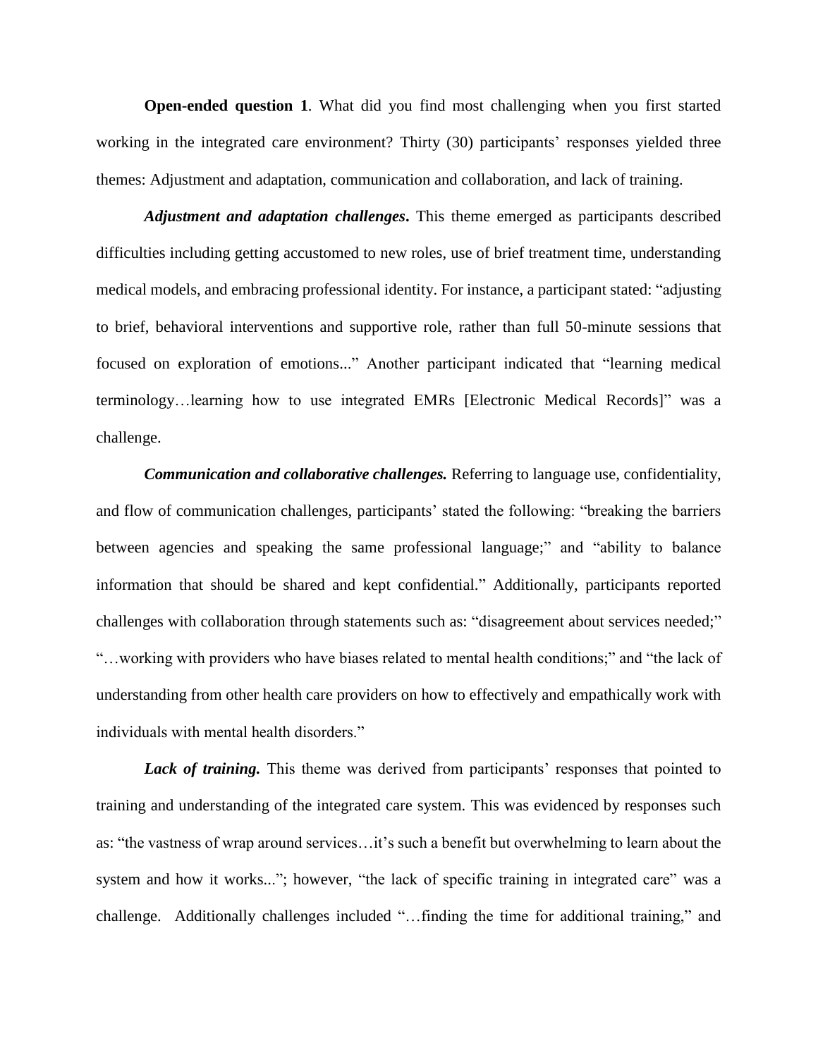**Open-ended question 1**. What did you find most challenging when you first started working in the integrated care environment? Thirty (30) participants' responses yielded three themes: Adjustment and adaptation, communication and collaboration, and lack of training.

***Adjustment and adaptation challenges*****.** This theme emerged as participants described difficulties including getting accustomed to new roles, use of brief treatment time, understanding medical models, and embracing professional identity. For instance, a participant stated: "adjusting to brief, behavioral interventions and supportive role, rather than full 50-minute sessions that focused on exploration of emotions..." Another participant indicated that "learning medical terminology…learning how to use integrated EMRs [Electronic Medical Records]" was a challenge.

***Communication and collaborative challenges.*** Referring to language use, confidentiality, and flow of communication challenges, participants' stated the following: "breaking the barriers between agencies and speaking the same professional language;" and "ability to balance information that should be shared and kept confidential." Additionally, participants reported challenges with collaboration through statements such as: "disagreement about services needed;" "…working with providers who have biases related to mental health conditions;" and "the lack of understanding from other health care providers on how to effectively and empathically work with individuals with mental health disorders."

***Lack of training.*** This theme was derived from participants' responses that pointed to training and understanding of the integrated care system. This was evidenced by responses such as: "the vastness of wrap around services…it's such a benefit but overwhelming to learn about the system and how it works..."; however, "the lack of specific training in integrated care" was a challenge. Additionally challenges included "…finding the time for additional training," and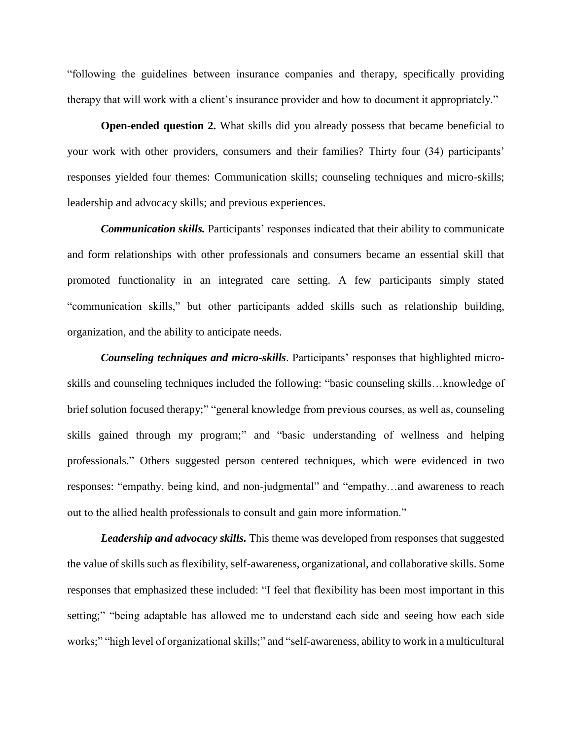"following the guidelines between insurance companies and therapy, specifically providing therapy that will work with a client's insurance provider and how to document it appropriately."

**Open-ended question 2.** What skills did you already possess that became beneficial to your work with other providers, consumers and their families? Thirty four (34) participants' responses yielded four themes: Communication skills; counseling techniques and micro-skills; leadership and advocacy skills; and previous experiences.

***Communication skills.*** Participants' responses indicated that their ability to communicate and form relationships with other professionals and consumers became an essential skill that promoted functionality in an integrated care setting. A few participants simply stated "communication skills," but other participants added skills such as relationship building, organization, and the ability to anticipate needs.

***Counseling techniques and micro-skills***. Participants' responses that highlighted micro-skills and counseling techniques included the following: "basic counseling skills…knowledge of brief solution focused therapy;" "general knowledge from previous courses, as well as, counseling skills gained through my program;" and "basic understanding of wellness and helping professionals." Others suggested person centered techniques, which were evidenced in two responses: "empathy, being kind, and non-judgmental" and "empathy…and awareness to reach out to the allied health professionals to consult and gain more information."

***Leadership and advocacy skills.*** This theme was developed from responses that suggested the value of skills such as flexibility, self-awareness, organizational, and collaborative skills. Some responses that emphasized these included: "I feel that flexibility has been most important in this setting;" "being adaptable has allowed me to understand each side and seeing how each side works;" "high level of organizational skills;" and "self-awareness, ability to work in a multicultural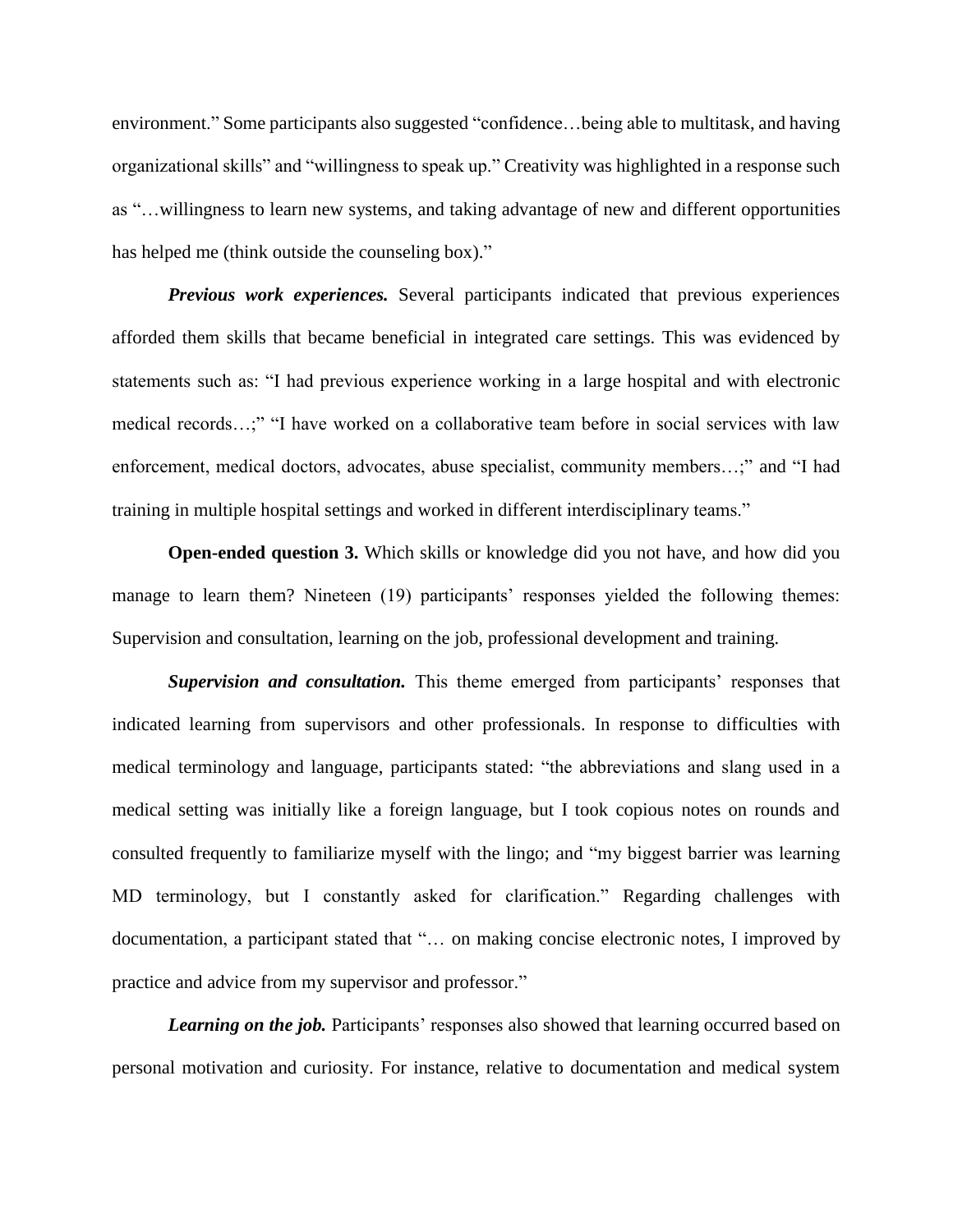environment." Some participants also suggested "confidence…being able to multitask, and having organizational skills" and "willingness to speak up." Creativity was highlighted in a response such as "…willingness to learn new systems, and taking advantage of new and different opportunities has helped me (think outside the counseling box)."

***Previous work experiences.*** Several participants indicated that previous experiences afforded them skills that became beneficial in integrated care settings. This was evidenced by statements such as: "I had previous experience working in a large hospital and with electronic medical records…;" "I have worked on a collaborative team before in social services with law enforcement, medical doctors, advocates, abuse specialist, community members…;" and "I had training in multiple hospital settings and worked in different interdisciplinary teams."

**Open-ended question 3.** Which skills or knowledge did you not have, and how did you manage to learn them? Nineteen (19) participants' responses yielded the following themes: Supervision and consultation, learning on the job, professional development and training.

***Supervision and consultation.*** This theme emerged from participants' responses that indicated learning from supervisors and other professionals. In response to difficulties with medical terminology and language, participants stated: "the abbreviations and slang used in a medical setting was initially like a foreign language, but I took copious notes on rounds and consulted frequently to familiarize myself with the lingo; and "my biggest barrier was learning MD terminology, but I constantly asked for clarification." Regarding challenges with documentation, a participant stated that "… on making concise electronic notes, I improved by practice and advice from my supervisor and professor."

***Learning on the job.*** Participants' responses also showed that learning occurred based on personal motivation and curiosity. For instance, relative to documentation and medical system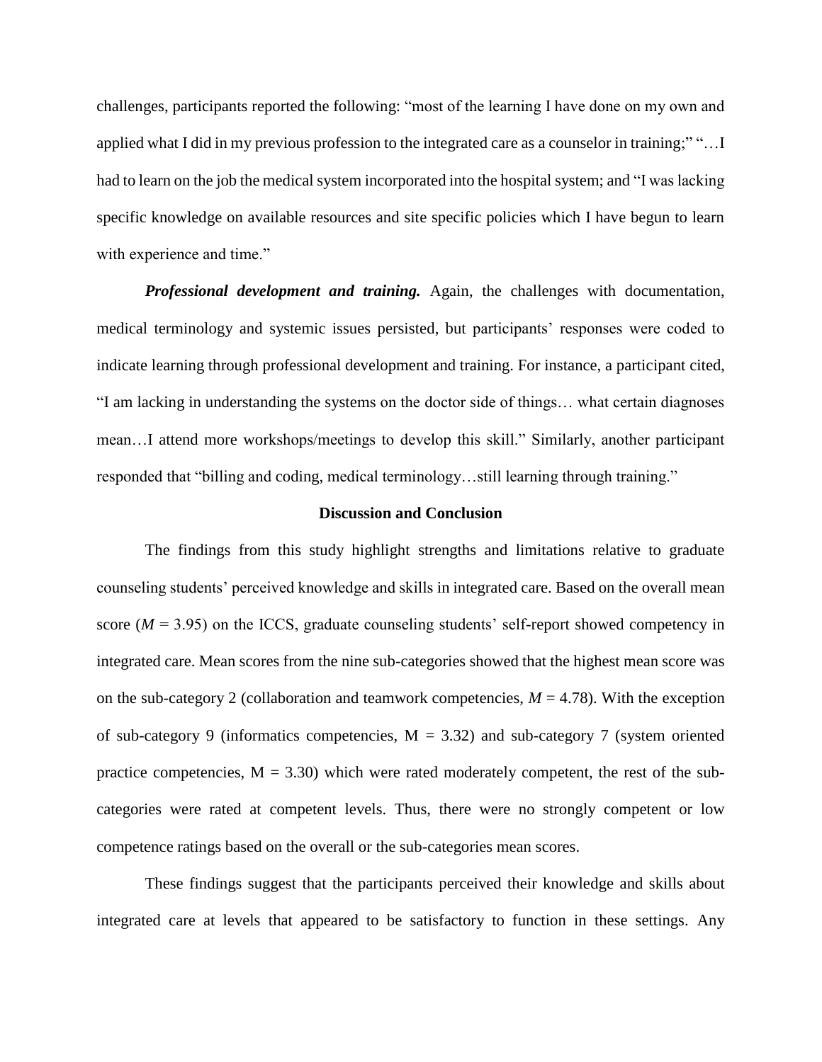challenges, participants reported the following: “most of the learning I have done on my own and applied what I did in my previous profession to the integrated care as a counselor in training;” “…I had to learn on the job the medical system incorporated into the hospital system; and “I was lacking specific knowledge on available resources and site specific policies which I have begun to learn with experience and time.”

***Professional development and training.*** Again, the challenges with documentation, medical terminology and systemic issues persisted, but participants’ responses were coded to indicate learning through professional development and training. For instance, a participant cited, “I am lacking in understanding the systems on the doctor side of things… what certain diagnoses mean…I attend more workshops/meetings to develop this skill.” Similarly, another participant responded that “billing and coding, medical terminology…still learning through training.”

## Discussion and Conclusion

The findings from this study highlight strengths and limitations relative to graduate counseling students’ perceived knowledge and skills in integrated care. Based on the overall mean score ($M = 3.95$) on the ICCS, graduate counseling students’ self-report showed competency in integrated care. Mean scores from the nine sub-categories showed that the highest mean score was on the sub-category 2 (collaboration and teamwork competencies, $M = 4.78$). With the exception of sub-category 9 (informatics competencies, $M = 3.32$) and sub-category 7 (system oriented practice competencies, $M = 3.30$) which were rated moderately competent, the rest of the sub-categories were rated at competent levels. Thus, there were no strongly competent or low competence ratings based on the overall or the sub-categories mean scores.

These findings suggest that the participants perceived their knowledge and skills about integrated care at levels that appeared to be satisfactory to function in these settings. Any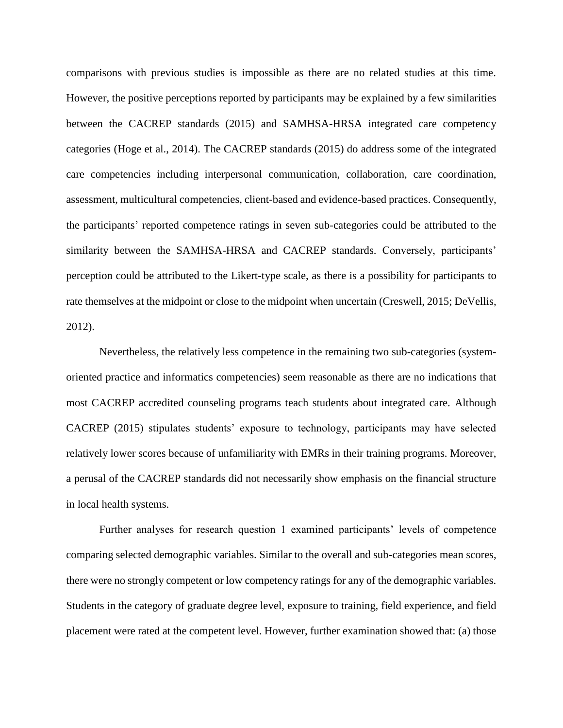comparisons with previous studies is impossible as there are no related studies at this time. However, the positive perceptions reported by participants may be explained by a few similarities between the CACREP standards (2015) and SAMHSA-HRSA integrated care competency categories (Hoge et al., 2014). The CACREP standards (2015) do address some of the integrated care competencies including interpersonal communication, collaboration, care coordination, assessment, multicultural competencies, client-based and evidence-based practices. Consequently, the participants' reported competence ratings in seven sub-categories could be attributed to the similarity between the SAMHSA-HRSA and CACREP standards. Conversely, participants' perception could be attributed to the Likert-type scale, as there is a possibility for participants to rate themselves at the midpoint or close to the midpoint when uncertain (Creswell, 2015; DeVellis, 2012).

Nevertheless, the relatively less competence in the remaining two sub-categories (system-oriented practice and informatics competencies) seem reasonable as there are no indications that most CACREP accredited counseling programs teach students about integrated care. Although CACREP (2015) stipulates students' exposure to technology, participants may have selected relatively lower scores because of unfamiliarity with EMRs in their training programs. Moreover, a perusal of the CACREP standards did not necessarily show emphasis on the financial structure in local health systems.

Further analyses for research question 1 examined participants' levels of competence comparing selected demographic variables. Similar to the overall and sub-categories mean scores, there were no strongly competent or low competency ratings for any of the demographic variables. Students in the category of graduate degree level, exposure to training, field experience, and field placement were rated at the competent level. However, further examination showed that: (a) those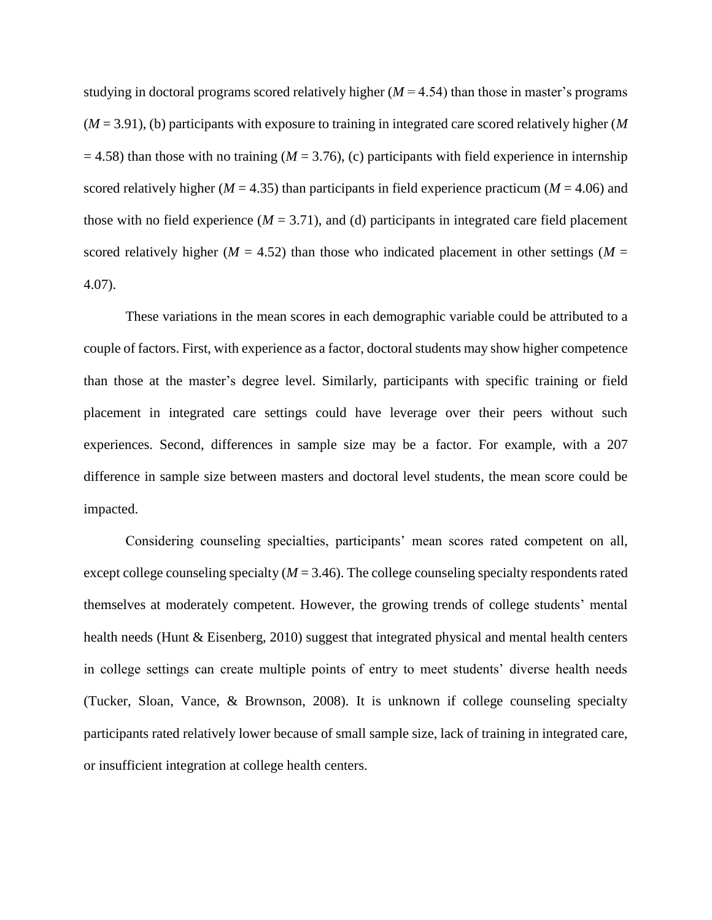studying in doctoral programs scored relatively higher ($M = 4.54$) than those in master's programs ($M = 3.91$), (b) participants with exposure to training in integrated care scored relatively higher ($M = 4.58$) than those with no training ($M = 3.76$), (c) participants with field experience in internship scored relatively higher ($M = 4.35$) than participants in field experience practicum ($M = 4.06$) and those with no field experience ($M = 3.71$), and (d) participants in integrated care field placement scored relatively higher ($M = 4.52$) than those who indicated placement in other settings ($M = 4.07$).

These variations in the mean scores in each demographic variable could be attributed to a couple of factors. First, with experience as a factor, doctoral students may show higher competence than those at the master's degree level. Similarly, participants with specific training or field placement in integrated care settings could have leverage over their peers without such experiences. Second, differences in sample size may be a factor. For example, with a 207 difference in sample size between masters and doctoral level students, the mean score could be impacted.

Considering counseling specialties, participants' mean scores rated competent on all, except college counseling specialty ($M = 3.46$). The college counseling specialty respondents rated themselves at moderately competent. However, the growing trends of college students' mental health needs (Hunt & Eisenberg, 2010) suggest that integrated physical and mental health centers in college settings can create multiple points of entry to meet students' diverse health needs (Tucker, Sloan, Vance, & Brownson, 2008). It is unknown if college counseling specialty participants rated relatively lower because of small sample size, lack of training in integrated care, or insufficient integration at college health centers.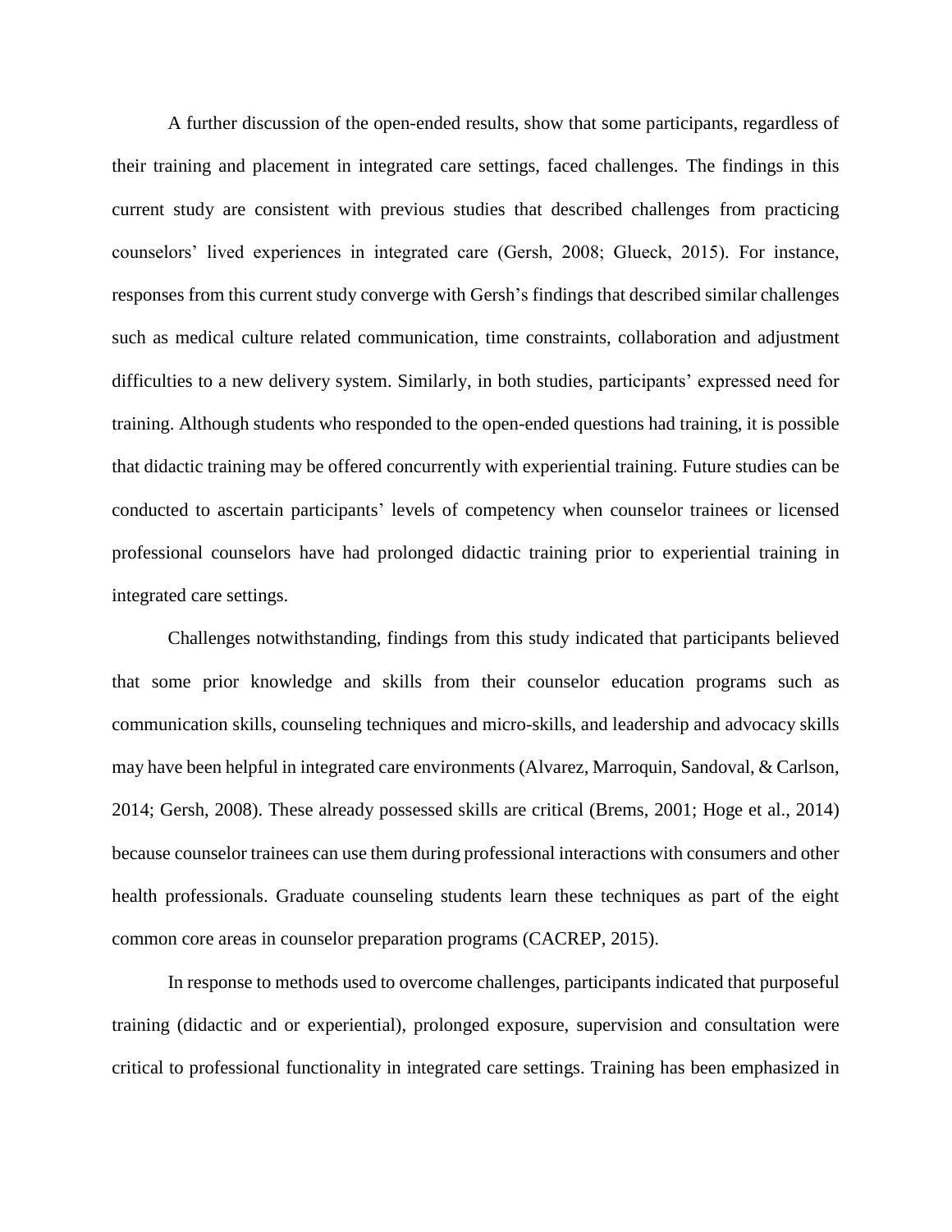A further discussion of the open-ended results, show that some participants, regardless of their training and placement in integrated care settings, faced challenges. The findings in this current study are consistent with previous studies that described challenges from practicing counselors' lived experiences in integrated care (Gersh, 2008; Glueck, 2015). For instance, responses from this current study converge with Gersh's findings that described similar challenges such as medical culture related communication, time constraints, collaboration and adjustment difficulties to a new delivery system. Similarly, in both studies, participants' expressed need for training. Although students who responded to the open-ended questions had training, it is possible that didactic training may be offered concurrently with experiential training. Future studies can be conducted to ascertain participants' levels of competency when counselor trainees or licensed professional counselors have had prolonged didactic training prior to experiential training in integrated care settings.

Challenges notwithstanding, findings from this study indicated that participants believed that some prior knowledge and skills from their counselor education programs such as communication skills, counseling techniques and micro-skills, and leadership and advocacy skills may have been helpful in integrated care environments (Alvarez, Marroquin, Sandoval, & Carlson, 2014; Gersh, 2008). These already possessed skills are critical (Brems, 2001; Hoge et al., 2014) because counselor trainees can use them during professional interactions with consumers and other health professionals. Graduate counseling students learn these techniques as part of the eight common core areas in counselor preparation programs (CACREP, 2015).

In response to methods used to overcome challenges, participants indicated that purposeful training (didactic and or experiential), prolonged exposure, supervision and consultation were critical to professional functionality in integrated care settings. Training has been emphasized in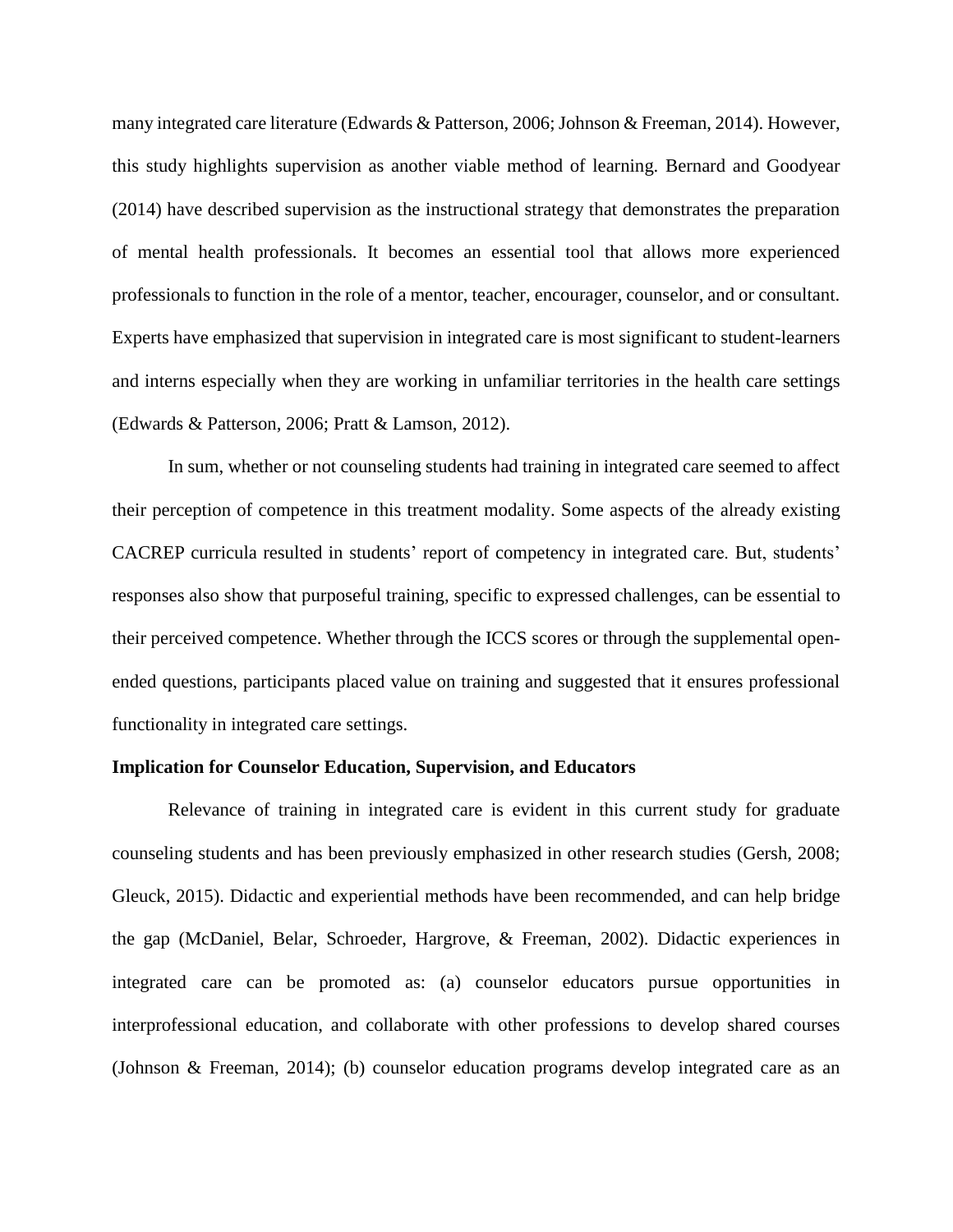many integrated care literature (Edwards & Patterson, 2006; Johnson & Freeman, 2014). However, this study highlights supervision as another viable method of learning. Bernard and Goodyear (2014) have described supervision as the instructional strategy that demonstrates the preparation of mental health professionals. It becomes an essential tool that allows more experienced professionals to function in the role of a mentor, teacher, encourager, counselor, and or consultant. Experts have emphasized that supervision in integrated care is most significant to student-learners and interns especially when they are working in unfamiliar territories in the health care settings (Edwards & Patterson, 2006; Pratt & Lamson, 2012).

In sum, whether or not counseling students had training in integrated care seemed to affect their perception of competence in this treatment modality. Some aspects of the already existing CACREP curricula resulted in students' report of competency in integrated care. But, students' responses also show that purposeful training, specific to expressed challenges, can be essential to their perceived competence. Whether through the ICCS scores or through the supplemental open-ended questions, participants placed value on training and suggested that it ensures professional functionality in integrated care settings.

**Implication for Counselor Education, Supervision, and Educators**

Relevance of training in integrated care is evident in this current study for graduate counseling students and has been previously emphasized in other research studies (Gersh, 2008; Gleuck, 2015). Didactic and experiential methods have been recommended, and can help bridge the gap (McDaniel, Belar, Schroeder, Hargrove, & Freeman, 2002). Didactic experiences in integrated care can be promoted as: (a) counselor educators pursue opportunities in interprofessional education, and collaborate with other professions to develop shared courses (Johnson & Freeman, 2014); (b) counselor education programs develop integrated care as an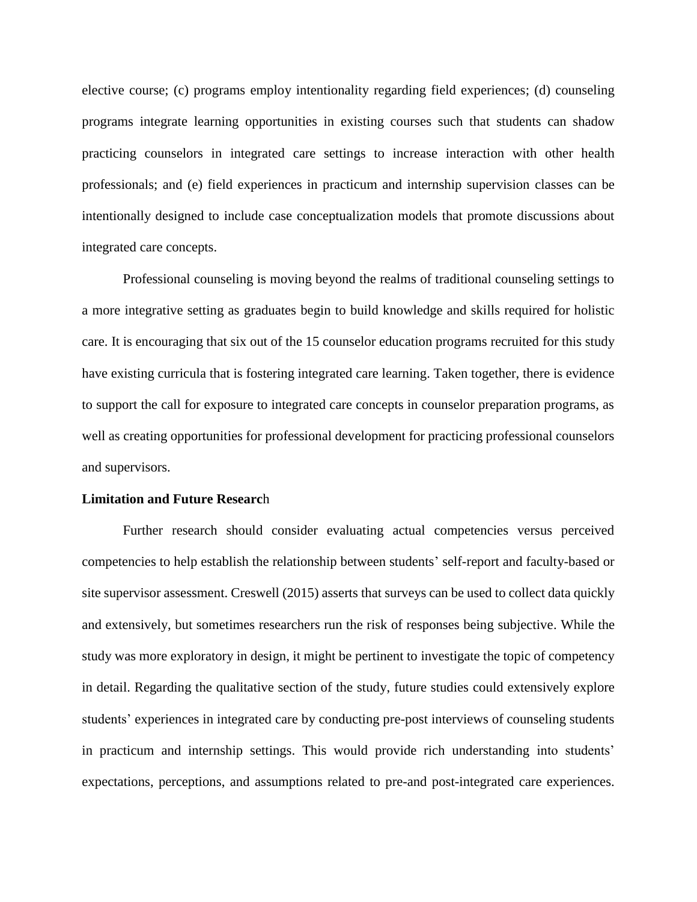elective course; (c) programs employ intentionality regarding field experiences; (d) counseling programs integrate learning opportunities in existing courses such that students can shadow practicing counselors in integrated care settings to increase interaction with other health professionals; and (e) field experiences in practicum and internship supervision classes can be intentionally designed to include case conceptualization models that promote discussions about integrated care concepts.

Professional counseling is moving beyond the realms of traditional counseling settings to a more integrative setting as graduates begin to build knowledge and skills required for holistic care. It is encouraging that six out of the 15 counselor education programs recruited for this study have existing curricula that is fostering integrated care learning. Taken together, there is evidence to support the call for exposure to integrated care concepts in counselor preparation programs, as well as creating opportunities for professional development for practicing professional counselors and supervisors.

**Limitation and Future Research**

Further research should consider evaluating actual competencies versus perceived competencies to help establish the relationship between students' self-report and faculty-based or site supervisor assessment. Creswell (2015) asserts that surveys can be used to collect data quickly and extensively, but sometimes researchers run the risk of responses being subjective. While the study was more exploratory in design, it might be pertinent to investigate the topic of competency in detail. Regarding the qualitative section of the study, future studies could extensively explore students' experiences in integrated care by conducting pre-post interviews of counseling students in practicum and internship settings. This would provide rich understanding into students' expectations, perceptions, and assumptions related to pre-and post-integrated care experiences.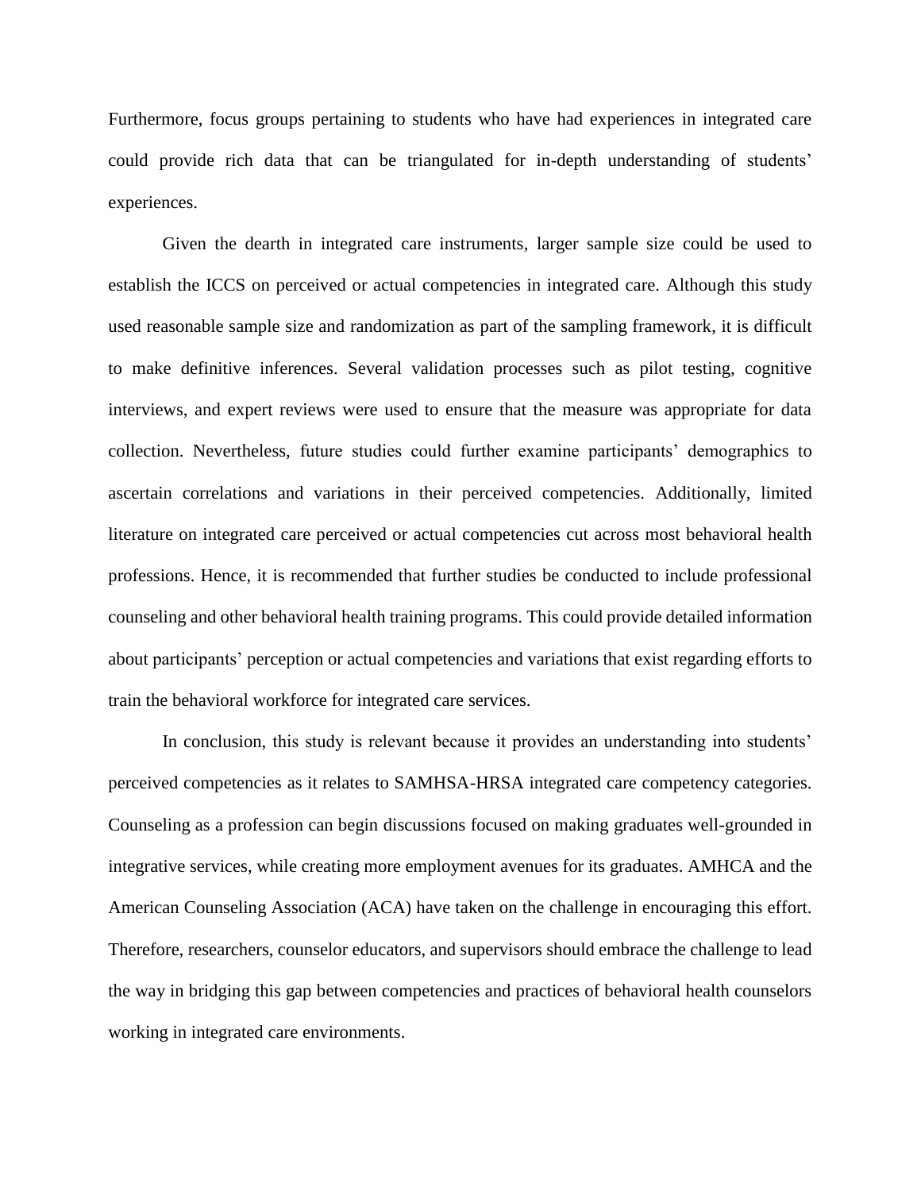Furthermore, focus groups pertaining to students who have had experiences in integrated care could provide rich data that can be triangulated for in-depth understanding of students' experiences.

Given the dearth in integrated care instruments, larger sample size could be used to establish the ICCS on perceived or actual competencies in integrated care. Although this study used reasonable sample size and randomization as part of the sampling framework, it is difficult to make definitive inferences. Several validation processes such as pilot testing, cognitive interviews, and expert reviews were used to ensure that the measure was appropriate for data collection. Nevertheless, future studies could further examine participants' demographics to ascertain correlations and variations in their perceived competencies. Additionally, limited literature on integrated care perceived or actual competencies cut across most behavioral health professions. Hence, it is recommended that further studies be conducted to include professional counseling and other behavioral health training programs. This could provide detailed information about participants' perception or actual competencies and variations that exist regarding efforts to train the behavioral workforce for integrated care services.

In conclusion, this study is relevant because it provides an understanding into students' perceived competencies as it relates to SAMHSA-HRSA integrated care competency categories. Counseling as a profession can begin discussions focused on making graduates well-grounded in integrative services, while creating more employment avenues for its graduates. AMHCA and the American Counseling Association (ACA) have taken on the challenge in encouraging this effort. Therefore, researchers, counselor educators, and supervisors should embrace the challenge to lead the way in bridging this gap between competencies and practices of behavioral health counselors working in integrated care environments.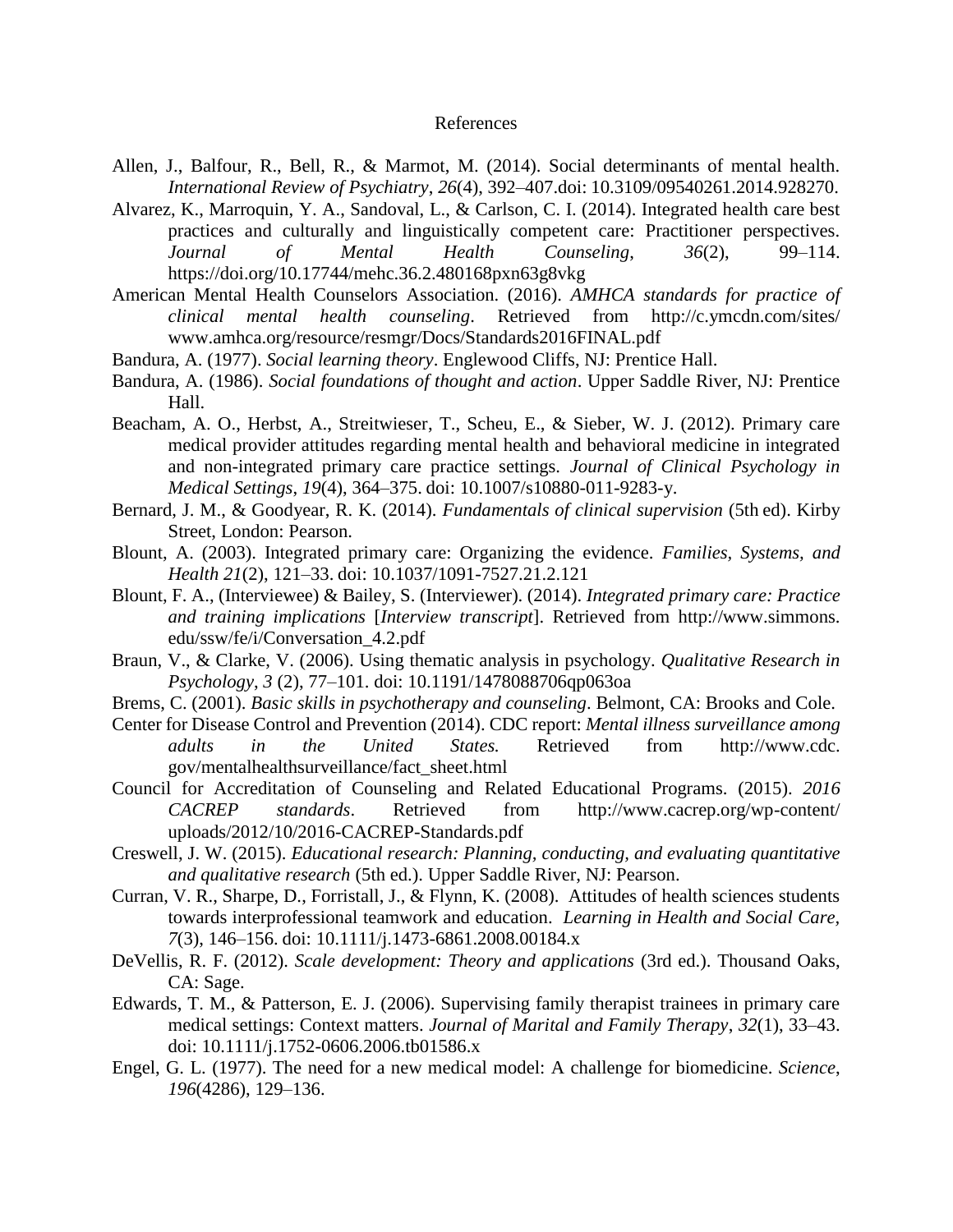# References

Allen, J., Balfour, R., Bell, R., & Marmot, M. (2014). Social determinants of mental health. *International Review of Psychiatry*, *26*(4), 392–407.doi: 10.3109/09540261.2014.928270.

Alvarez, K., Marroquin, Y. A., Sandoval, L., & Carlson, C. I. (2014). Integrated health care best practices and culturally and linguistically competent care: Practitioner perspectives. *Journal of Mental Health Counseling*, *36*(2), 99–114. https://doi.org/10.17744/mehc.36.2.480168pxn63g8vkg

American Mental Health Counselors Association. (2016). *AMHCA standards for practice of clinical mental health counseling*. Retrieved from http://c.ymcdn.com/sites/www.amhca.org/resource/resmgr/Docs/Standards2016FINAL.pdf

Bandura, A. (1977). *Social learning theory*. Englewood Cliffs, NJ: Prentice Hall.

Bandura, A. (1986). *Social foundations of thought and action*. Upper Saddle River, NJ: Prentice Hall.

Beacham, A. O., Herbst, A., Streitwieser, T., Scheu, E., & Sieber, W. J. (2012). Primary care medical provider attitudes regarding mental health and behavioral medicine in integrated and non-integrated primary care practice settings. *Journal of Clinical Psychology in Medical Settings*, *19*(4), 364–375. doi: 10.1007/s10880-011-9283-y.

Bernard, J. M., & Goodyear, R. K. (2014). *Fundamentals of clinical supervision* (5th ed). Kirby Street, London: Pearson.

Blount, A. (2003). Integrated primary care: Organizing the evidence. *Families, Systems, and Health 21*(2), 121–33. doi: 10.1037/1091-7527.21.2.121

Blount, F. A., (Interviewee) & Bailey, S. (Interviewer). (2014). *Integrated primary care: Practice and training implications* [*Interview transcript*]. Retrieved from http://www.simmons.edu/ssw/fe/i/Conversation_4.2.pdf

Braun, V., & Clarke, V. (2006). Using thematic analysis in psychology. *Qualitative Research in Psychology*, *3* (2), 77–101. doi: 10.1191/1478088706qp063oa

Brems, C. (2001). *Basic skills in psychotherapy and counseling*. Belmont, CA: Brooks and Cole.

Center for Disease Control and Prevention (2014). CDC report: *Mental illness surveillance among adults in the United States.* Retrieved from http://www.cdc.gov/mentalhealthsurveillance/fact_sheet.html

Council for Accreditation of Counseling and Related Educational Programs. (2015). *2016 CACREP standards*. Retrieved from http://www.cacrep.org/wp-content/uploads/2012/10/2016-CACREP-Standards.pdf

Creswell, J. W. (2015). *Educational research: Planning, conducting, and evaluating quantitative and qualitative research* (5th ed.). Upper Saddle River, NJ: Pearson.

Curran, V. R., Sharpe, D., Forristall, J., & Flynn, K. (2008). Attitudes of health sciences students towards interprofessional teamwork and education. *Learning in Health and Social Care, 7*(3), 146–156. doi: 10.1111/j.1473-6861.2008.00184.x

DeVellis, R. F. (2012). *Scale development: Theory and applications* (3rd ed.). Thousand Oaks, CA: Sage.

Edwards, T. M., & Patterson, E. J. (2006). Supervising family therapist trainees in primary care medical settings: Context matters. *Journal of Marital and Family Therapy*, *32*(1), 33–43. doi: 10.1111/j.1752-0606.2006.tb01586.x

Engel, G. L. (1977). The need for a new medical model: A challenge for biomedicine. *Science*, *196*(4286), 129–136.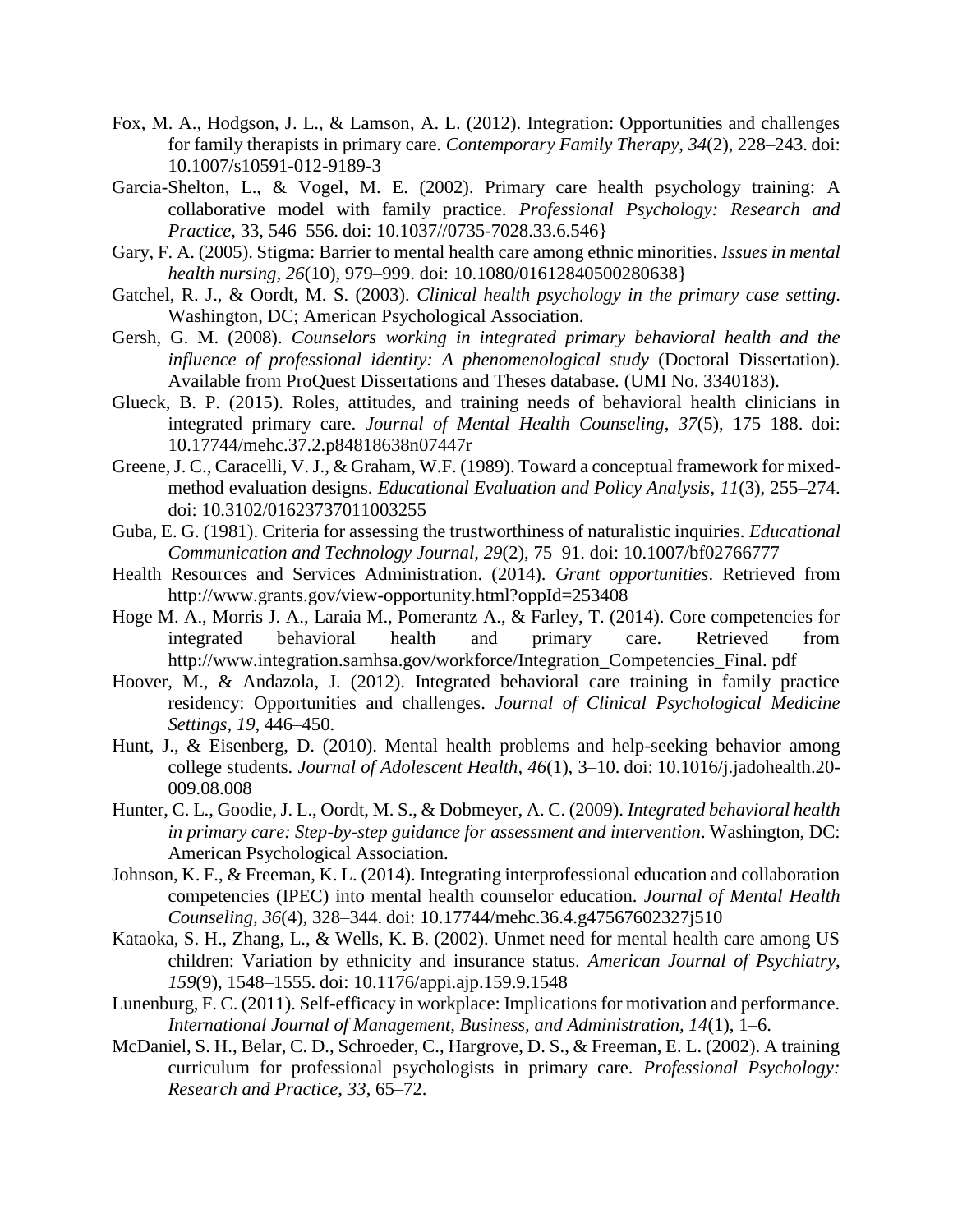Fox, M. A., Hodgson, J. L., & Lamson, A. L. (2012). Integration: Opportunities and challenges for family therapists in primary care. *Contemporary Family Therapy*, *34*(2), 228–243. doi: 10.1007/s10591-012-9189-3

Garcia-Shelton, L., & Vogel, M. E. (2002). Primary care health psychology training: A collaborative model with family practice. *Professional Psychology: Research and Practice*, 33, 546–556. doi: 10.1037//0735-7028.33.6.546}

Gary, F. A. (2005). Stigma: Barrier to mental health care among ethnic minorities. *Issues in mental health nursing*, *26*(10), 979–999. doi: 10.1080/01612840500280638}

Gatchel, R. J., & Oordt, M. S. (2003). *Clinical health psychology in the primary case setting*. Washington, DC; American Psychological Association.

Gersh, G. M. (2008). *Counselors working in integrated primary behavioral health and the influence of professional identity: A phenomenological study* (Doctoral Dissertation). Available from ProQuest Dissertations and Theses database. (UMI No. 3340183).

Glueck, B. P. (2015). Roles, attitudes, and training needs of behavioral health clinicians in integrated primary care. *Journal of Mental Health Counseling*, *37*(5), 175–188. doi: 10.17744/mehc.37.2.p84818638n07447r

Greene, J. C., Caracelli, V. J., & Graham, W.F. (1989). Toward a conceptual framework for mixed-method evaluation designs. *Educational Evaluation and Policy Analysis*, *11*(3), 255–274. doi: 10.3102/01623737011003255

Guba, E. G. (1981). Criteria for assessing the trustworthiness of naturalistic inquiries. *Educational Communication and Technology Journal, 29*(2), 75–91. doi: 10.1007/bf02766777

Health Resources and Services Administration. (2014). *Grant opportunities*. Retrieved from http://www.grants.gov/view-opportunity.html?oppId=253408

Hoge M. A., Morris J. A., Laraia M., Pomerantz A., & Farley, T. (2014). Core competencies for integrated behavioral health and primary care. Retrieved from http://www.integration.samhsa.gov/workforce/Integration_Competencies_Final. pdf

Hoover, M., & Andazola, J. (2012). Integrated behavioral care training in family practice residency: Opportunities and challenges. *Journal of Clinical Psychological Medicine Settings*, *19*, 446–450.

Hunt, J., & Eisenberg, D. (2010). Mental health problems and help-seeking behavior among college students. *Journal of Adolescent Health*, *46*(1), 3–10. doi: 10.1016/j.jadohealth.20-009.08.008

Hunter, C. L., Goodie, J. L., Oordt, M. S., & Dobmeyer, A. C. (2009). *Integrated behavioral health in primary care: Step-by-step guidance for assessment and intervention*. Washington, DC: American Psychological Association.

Johnson, K. F., & Freeman, K. L. (2014). Integrating interprofessional education and collaboration competencies (IPEC) into mental health counselor education. *Journal of Mental Health Counseling*, *36*(4), 328–344. doi: 10.17744/mehc.36.4.g47567602327j510

Kataoka, S. H., Zhang, L., & Wells, K. B. (2002). Unmet need for mental health care among US children: Variation by ethnicity and insurance status. *American Journal of Psychiatry*, *159*(9), 1548–1555. doi: 10.1176/appi.ajp.159.9.1548

Lunenburg, F. C. (2011). Self-efficacy in workplace: Implications for motivation and performance. *International Journal of Management, Business, and Administration, 14*(1), 1–6.

McDaniel, S. H., Belar, C. D., Schroeder, C., Hargrove, D. S., & Freeman, E. L. (2002). A training curriculum for professional psychologists in primary care. *Professional Psychology: Research and Practice*, *33*, 65–72.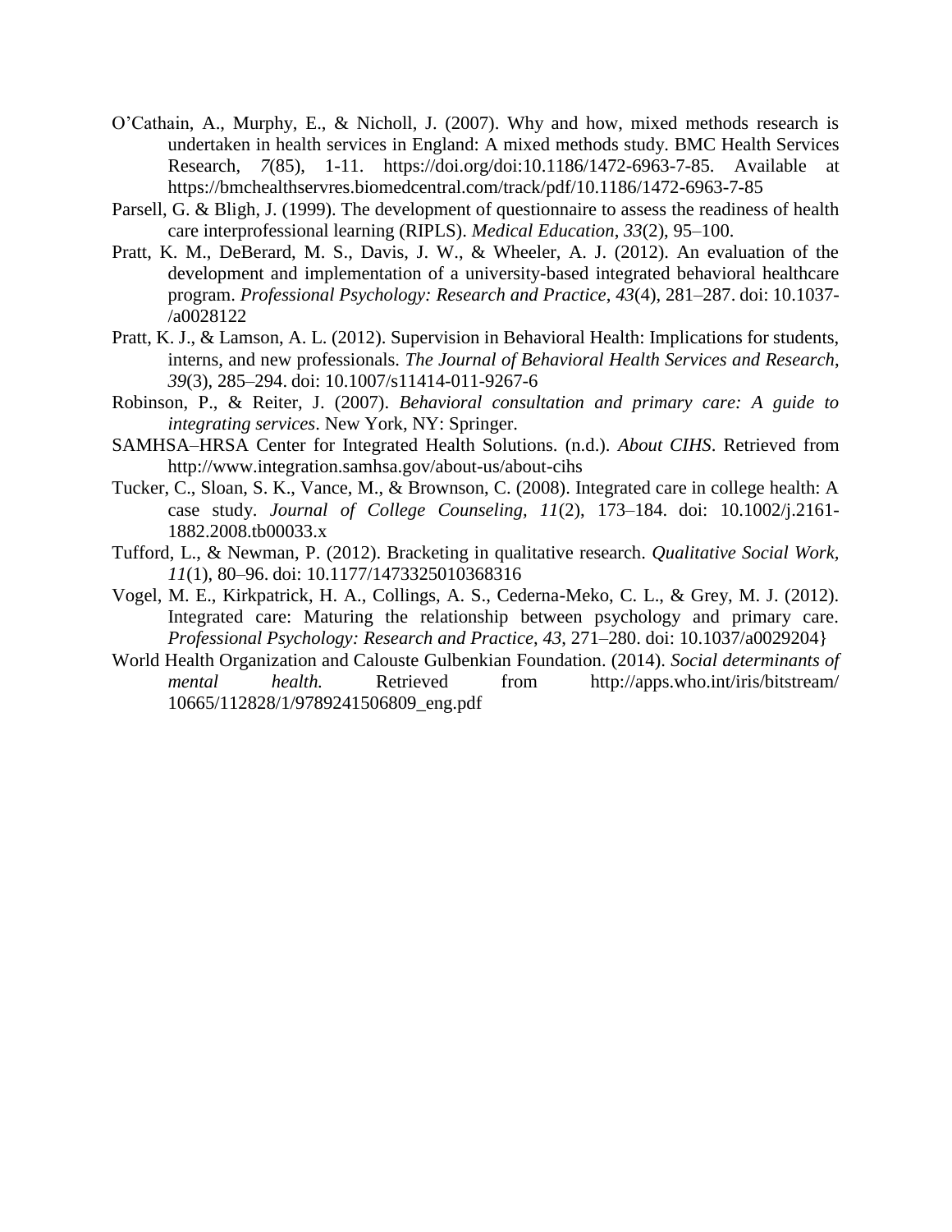O'Cathain, A., Murphy, E., & Nicholl, J. (2007). Why and how, mixed methods research is undertaken in health services in England: A mixed methods study. BMC Health Services Research, *7*(85), 1-11. https://doi.org/doi:10.1186/1472-6963-7-85. Available at https://bmchealthservres.biomedcentral.com/track/pdf/10.1186/1472-6963-7-85

Parsell, G. & Bligh, J. (1999). The development of questionnaire to assess the readiness of health care interprofessional learning (RIPLS). *Medical Education*, *33*(2), 95–100.

Pratt, K. M., DeBerard, M. S., Davis, J. W., & Wheeler, A. J. (2012). An evaluation of the development and implementation of a university-based integrated behavioral healthcare program. *Professional Psychology: Research and Practice*, *43*(4), 281–287. doi: 10.1037-/a0028122

Pratt, K. J., & Lamson, A. L. (2012). Supervision in Behavioral Health: Implications for students, interns, and new professionals. *The Journal of Behavioral Health Services and Research, 39*(3), 285–294. doi: 10.1007/s11414-011-9267-6

Robinson, P., & Reiter, J. (2007). *Behavioral consultation and primary care: A guide to integrating services*. New York, NY: Springer.

SAMHSA–HRSA Center for Integrated Health Solutions. (n.d.). *About CIHS*. Retrieved from http://www.integration.samhsa.gov/about-us/about-cihs

Tucker, C., Sloan, S. K., Vance, M., & Brownson, C. (2008). Integrated care in college health: A case study. *Journal of College Counseling, 11*(2), 173–184. doi: 10.1002/j.2161-1882.2008.tb00033.x

Tufford, L., & Newman, P. (2012). Bracketing in qualitative research. *Qualitative Social Work, 11*(1), 80–96. doi: 10.1177/1473325010368316

Vogel, M. E., Kirkpatrick, H. A., Collings, A. S., Cederna-Meko, C. L., & Grey, M. J. (2012). Integrated care: Maturing the relationship between psychology and primary care. *Professional Psychology: Research and Practice, 43*, 271–280. doi: 10.1037/a0029204}

World Health Organization and Calouste Gulbenkian Foundation. (2014). *Social determinants of mental health.* Retrieved from http://apps.who.int/iris/bitstream/10665/112828/1/9789241506809_eng.pdf